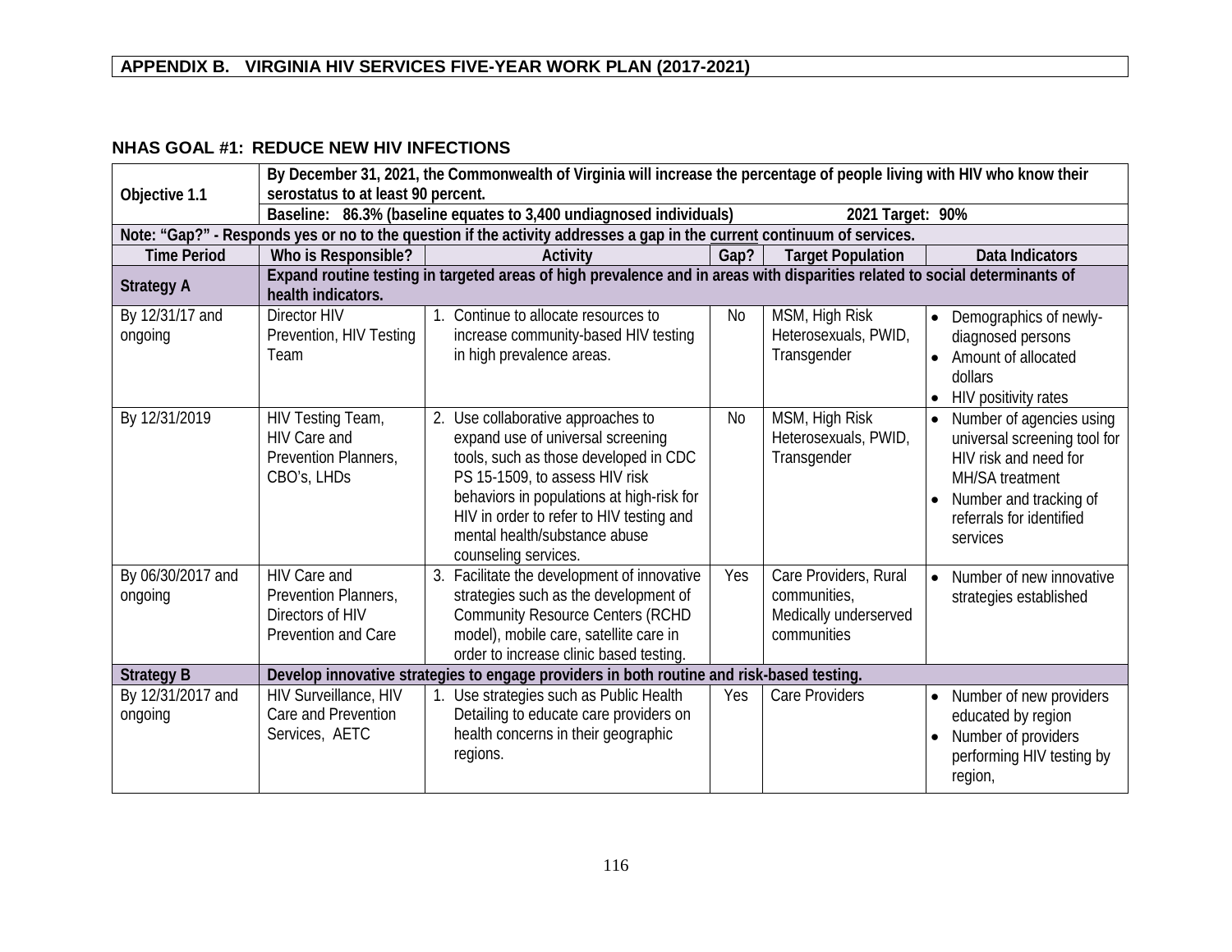## APPENDIX B. VIRGINIA HIV SERVICES FIVE-YEAR WORK PLAN (2017-2021)

### NHAS GOAL #1: REDUCE NEW HIV INFECTIONS

| Objective 1.1 | By December 31, 2021, the Commonwealth of Virginia will increase the percentage of people living with HIV who know their serostatus to at least 90 percent. | | | | |
|---|---|---|---|---|---|
| | Baseline: 86.3% (baseline equates to 3,400 undiagnosed individuals) | | 2021 Target: 90% | | |
| Note: "Gap?" - Responds yes or no to the question if the activity addresses a gap in the current continuum of services. | | | | | |
| **Time Period** | **Who is Responsible?** | **Activity** | **Gap?** | **Target Population** | **Data Indicators** |
| **Strategy A** | **Expand routine testing in targeted areas of high prevalence and in areas with disparities related to social determinants of health indicators.** | | | | |
| By 12/31/17 and ongoing | Director HIV Prevention, HIV Testing Team | 1. Continue to allocate resources to increase community-based HIV testing in high prevalence areas. | No | MSM, High Risk Heterosexuals, PWID, Transgender | • Demographics of newly-diagnosed persons<br>• Amount of allocated dollars<br>• HIV positivity rates |
| By 12/31/2019 | HIV Testing Team, HIV Care and Prevention Planners, CBO's, LHDs | 2. Use collaborative approaches to expand use of universal screening tools, such as those developed in CDC PS 15-1509, to assess HIV risk behaviors in populations at high-risk for HIV in order to refer to HIV testing and mental health/substance abuse counseling services. | No | MSM, High Risk Heterosexuals, PWID, Transgender | • Number of agencies using universal screening tool for HIV risk and need for MH/SA treatment<br>• Number and tracking of referrals for identified services |
| By 06/30/2017 and ongoing | HIV Care and Prevention Planners, Directors of HIV Prevention and Care | 3. Facilitate the development of innovative strategies such as the development of Community Resource Centers (RCHD model), mobile care, satellite care in order to increase clinic based testing. | Yes | Care Providers, Rural communities, Medically underserved communities | • Number of new innovative strategies established |
| **Strategy B** | **Develop innovative strategies to engage providers in both routine and risk-based testing.** | | | | |
| By 12/31/2017 and ongoing | HIV Surveillance, HIV Care and Prevention Services, AETC | 1. Use strategies such as Public Health Detailing to educate care providers on health concerns in their geographic regions. | Yes | Care Providers | • Number of new providers educated by region<br>• Number of providers performing HIV testing by region, |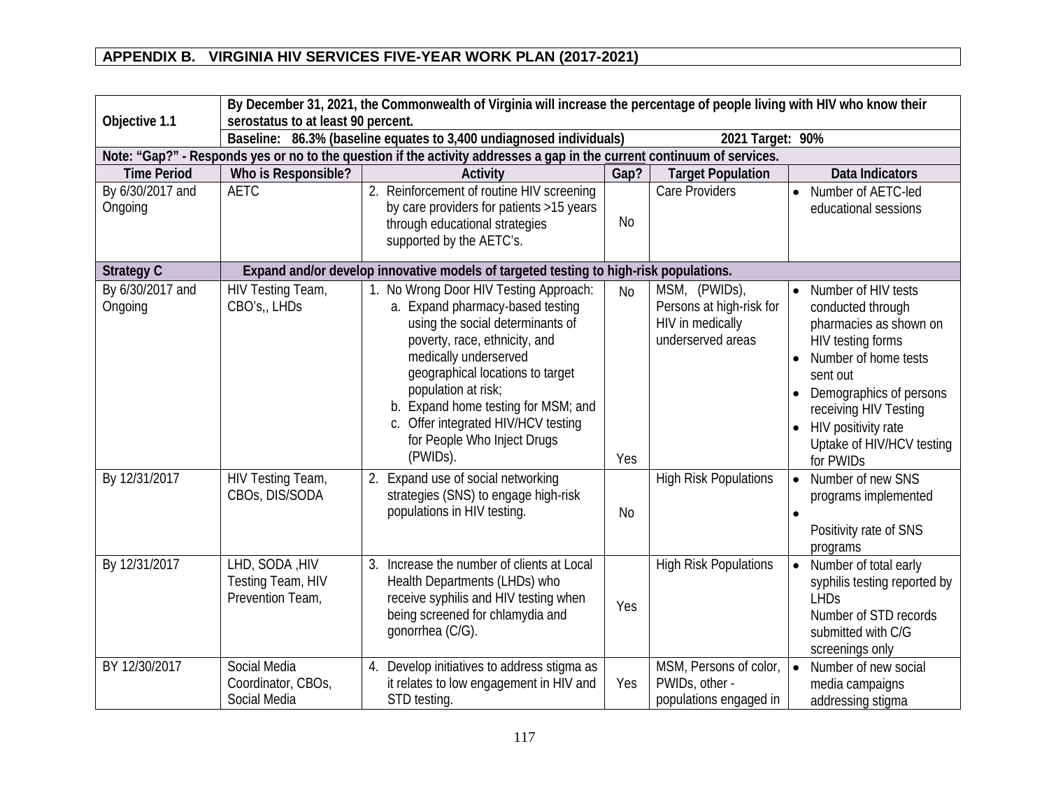## APPENDIX B. VIRGINIA HIV SERVICES FIVE-YEAR WORK PLAN (2017-2021)

| Objective 1.1 | By December 31, 2021, the Commonwealth of Virginia will increase the percentage of people living with HIV who know their serostatus to at least 90 percent. | | | | |
|---|---|---|---|---|---|
| | Baseline: 86.3% (baseline equates to 3,400 undiagnosed individuals) | | 2021 Target: 90% | | |
| Note: "Gap?" - Responds yes or no to the question if the activity addresses a gap in the current continuum of services. | | | | | |
| **Time Period** | **Who is Responsible?** | **Activity** | **Gap?** | **Target Population** | **Data Indicators** |
| By 6/30/2017 and Ongoing | AETC | 2. Reinforcement of routine HIV screening by care providers for patients >15 years through educational strategies supported by the AETC's. | No | Care Providers | • Number of AETC-led educational sessions |
| **Strategy C** | **Expand and/or develop innovative models of targeted testing to high-risk populations.** | | | | |
| By 6/30/2017 and Ongoing | HIV Testing Team, CBO's,, LHDs | 1. No Wrong Door HIV Testing Approach: a. Expand pharmacy-based testing using the social determinants of poverty, race, ethnicity, and medically underserved geographical locations to target population at risk; b. Expand home testing for MSM; and c. Offer integrated HIV/HCV testing for People Who Inject Drugs (PWIDs). | No<br><br>Yes | MSM, (PWIDs), Persons at high-risk for HIV in medically underserved areas | • Number of HIV tests conducted through pharmacies as shown on HIV testing forms<br>• Number of home tests sent out<br>• Demographics of persons receiving HIV Testing<br>• HIV positivity rate Uptake of HIV/HCV testing for PWIDs |
| By 12/31/2017 | HIV Testing Team, CBOs, DIS/SODA | 2. Expand use of social networking strategies (SNS) to engage high-risk populations in HIV testing. | No | High Risk Populations | • Number of new SNS programs implemented<br>•<br>Positivity rate of SNS programs |
| By 12/31/2017 | LHD, SODA ,HIV Testing Team, HIV Prevention Team, | 3. Increase the number of clients at Local Health Departments (LHDs) who receive syphilis and HIV testing when being screened for chlamydia and gonorrhea (C/G). | Yes | High Risk Populations | • Number of total early syphilis testing reported by LHDs Number of STD records submitted with C/G screenings only |
| BY 12/30/2017 | Social Media Coordinator, CBOs, Social Media | 4. Develop initiatives to address stigma as it relates to low engagement in HIV and STD testing. | Yes | MSM, Persons of color, PWIDs, other - populations engaged in | • Number of new social media campaigns addressing stigma |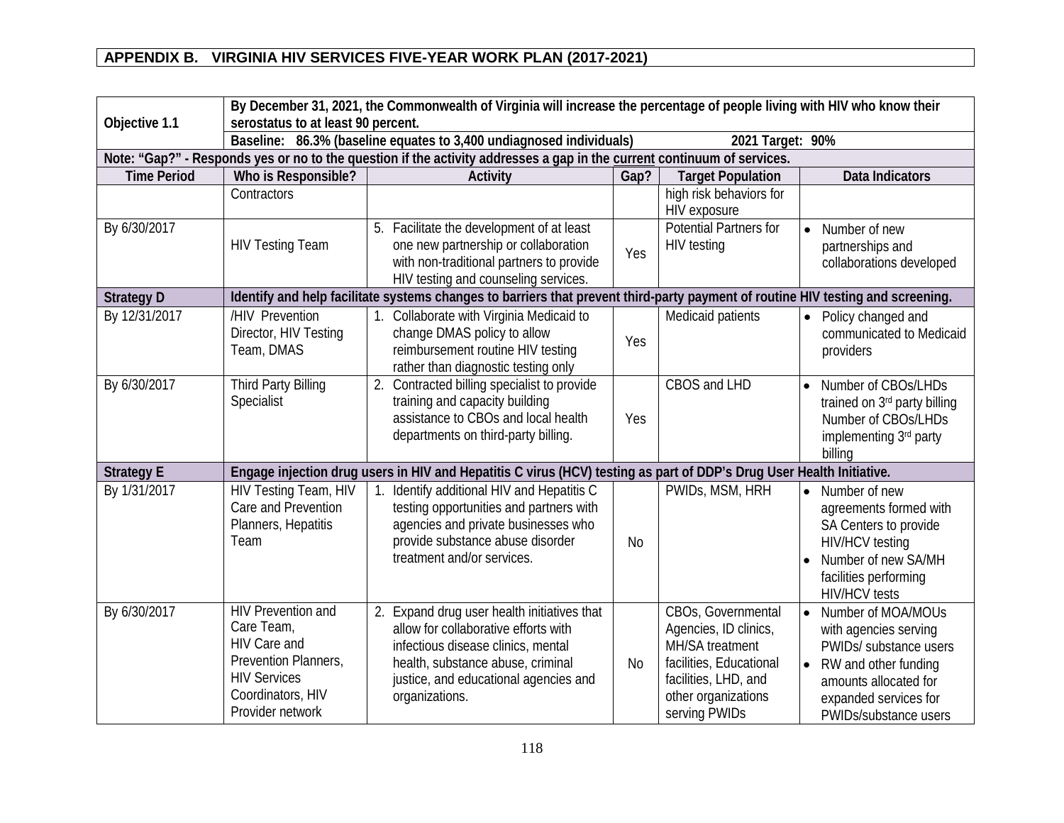## APPENDIX B. VIRGINIA HIV SERVICES FIVE-YEAR WORK PLAN (2017-2021)

| Objective 1.1 | By December 31, 2021, the Commonwealth of Virginia will increase the percentage of people living with HIV who know their serostatus to at least 90 percent. | | | | |
|---|---|---|---|---|---|
| | Baseline: 86.3% (baseline equates to 3,400 undiagnosed individuals) 2021 Target: 90% | | | | |
| Note: "Gap?" - Responds yes or no to the question if the activity addresses a gap in the current continuum of services. | | | | | |
| **Time Period** | **Who is Responsible?** | **Activity** | **Gap?** | **Target Population** | **Data Indicators** |
| | Contractors | | | high risk behaviors for HIV exposure | |
| By 6/30/2017 | HIV Testing Team | 5. Facilitate the development of at least one new partnership or collaboration with non-traditional partners to provide HIV testing and counseling services. | Yes | Potential Partners for HIV testing | • Number of new partnerships and collaborations developed |
| **Strategy D** | **Identify and help facilitate systems changes to barriers that prevent third-party payment of routine HIV testing and screening.** | | | | |
| By 12/31/2017 | /HIV Prevention Director, HIV Testing Team, DMAS | 1. Collaborate with Virginia Medicaid to change DMAS policy to allow reimbursement routine HIV testing rather than diagnostic testing only | Yes | Medicaid patients | • Policy changed and communicated to Medicaid providers |
| By 6/30/2017 | Third Party Billing Specialist | 2. Contracted billing specialist to provide training and capacity building assistance to CBOs and local health departments on third-party billing. | Yes | CBOS and LHD | • Number of CBOs/LHDs trained on 3rd party billing Number of CBOs/LHDs implementing 3rd party billing |
| **Strategy E** | **Engage injection drug users in HIV and Hepatitis C virus (HCV) testing as part of DDP's Drug User Health Initiative.** | | | | |
| By 1/31/2017 | HIV Testing Team, HIV Care and Prevention Planners, Hepatitis Team | 1. Identify additional HIV and Hepatitis C testing opportunities and partners with agencies and private businesses who provide substance abuse disorder treatment and/or services. | No | PWIDs, MSM, HRH | • Number of new agreements formed with SA Centers to provide HIV/HCV testing<br>• Number of new SA/MH facilities performing HIV/HCV tests |
| By 6/30/2017 | HIV Prevention and Care Team, HIV Care and Prevention Planners, HIV Services Coordinators, HIV Provider network | 2. Expand drug user health initiatives that allow for collaborative efforts with infectious disease clinics, mental health, substance abuse, criminal justice, and educational agencies and organizations. | No | CBOs, Governmental Agencies, ID clinics, MH/SA treatment facilities, Educational facilities, LHD, and other organizations serving PWIDs | • Number of MOA/MOUs with agencies serving PWIDs/ substance users<br>• RW and other funding amounts allocated for expanded services for PWIDs/substance users |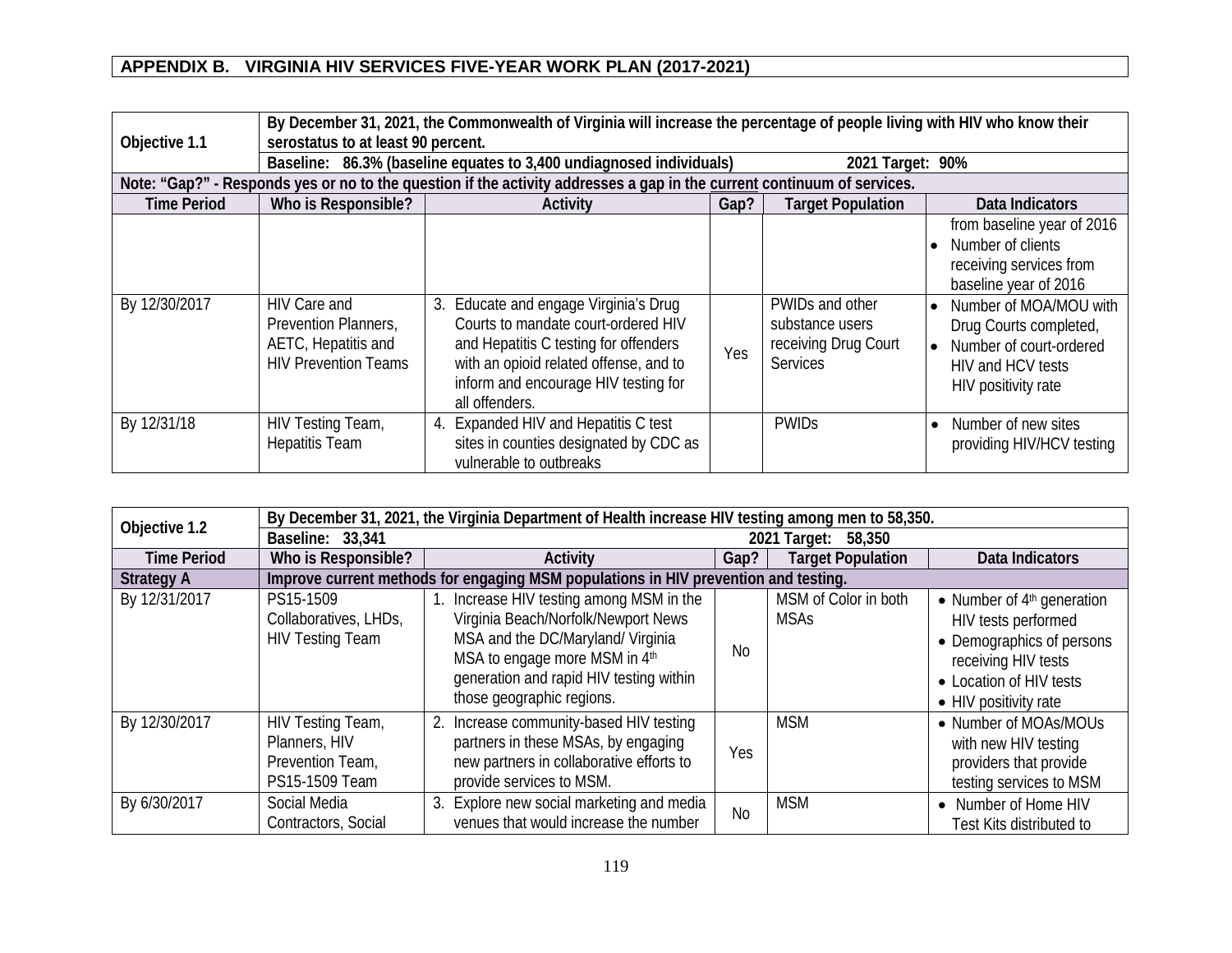## APPENDIX B. VIRGINIA HIV SERVICES FIVE-YEAR WORK PLAN (2017-2021)

| Objective 1.1 | By December 31, 2021, the Commonwealth of Virginia will increase the percentage of people living with HIV who know their serostatus to at least 90 percent. | | | | |
|---|---|---|---|---|---|
| | Baseline: 86.3% (baseline equates to 3,400 undiagnosed individuals) | | 2021 Target: 90% | | |
| Note: "Gap?" - Responds yes or no to the question if the activity addresses a gap in the current continuum of services. | | | | | |
| **Time Period** | **Who is Responsible?** | **Activity** | **Gap?** | **Target Population** | **Data Indicators** |
| | | | | | from baseline year of 2016<br>• Number of clients receiving services from baseline year of 2016 |
| By 12/30/2017 | HIV Care and Prevention Planners, AETC, Hepatitis and HIV Prevention Teams | 3. Educate and engage Virginia's Drug Courts to mandate court-ordered HIV and Hepatitis C testing for offenders with an opioid related offense, and to inform and encourage HIV testing for all offenders. | Yes | PWIDs and other substance users receiving Drug Court Services | • Number of MOA/MOU with Drug Courts completed,<br>• Number of court-ordered HIV and HCV tests<br>HIV positivity rate |
| By 12/31/18 | HIV Testing Team, Hepatitis Team | 4. Expanded HIV and Hepatitis C test sites in counties designated by CDC as vulnerable to outbreaks | | PWIDs | • Number of new sites providing HIV/HCV testing |

| Objective 1.2 | By December 31, 2021, the Virginia Department of Health increase HIV testing among men to 58,350. | | | | |
|---|---|---|---|---|---|
| | Baseline: 33,341 | | 2021 Target: 58,350 | | |
| **Time Period** | **Who is Responsible?** | **Activity** | **Gap?** | **Target Population** | **Data Indicators** |
| **Strategy A** | **Improve current methods for engaging MSM populations in HIV prevention and testing.** | | | | |
| By 12/31/2017 | PS15-1509 Collaboratives, LHDs, HIV Testing Team | 1. Increase HIV testing among MSM in the Virginia Beach/Norfolk/Newport News MSA and the DC/Maryland/ Virginia MSA to engage more MSM in 4th generation and rapid HIV testing within those geographic regions. | No | MSM of Color in both MSAs | • Number of 4th generation HIV tests performed<br>• Demographics of persons receiving HIV tests<br>• Location of HIV tests<br>• HIV positivity rate |
| By 12/30/2017 | HIV Testing Team, Planners, HIV Prevention Team, PS15-1509 Team | 2. Increase community-based HIV testing partners in these MSAs, by engaging new partners in collaborative efforts to provide services to MSM. | Yes | MSM | • Number of MOAs/MOUs with new HIV testing providers that provide testing services to MSM |
| By 6/30/2017 | Social Media Contractors, Social | 3. Explore new social marketing and media venues that would increase the number | No | MSM | • Number of Home HIV Test Kits distributed to |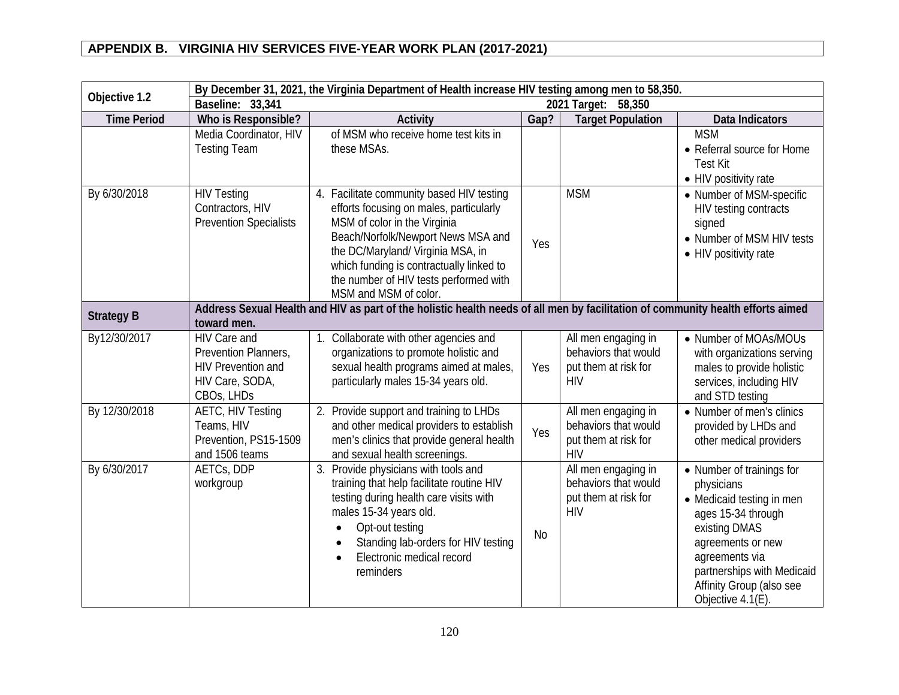## APPENDIX B. VIRGINIA HIV SERVICES FIVE-YEAR WORK PLAN (2017-2021)

| Objective 1.2 | By December 31, 2021, the Virginia Department of Health increase HIV testing among men to 58,350. | | | | |
|---|---|---|---|---|---|
| | Baseline: 33,341 | | 2021 Target: 58,350 | | |
| **Time Period** | **Who is Responsible?** | **Activity** | **Gap?** | **Target Population** | **Data Indicators** |
| | Media Coordinator, HIV Testing Team | of MSM who receive home test kits in these MSAs. | | | MSM<br>• Referral source for Home Test Kit<br>• HIV positivity rate |
| By 6/30/2018 | HIV Testing Contractors, HIV Prevention Specialists | 4. Facilitate community based HIV testing efforts focusing on males, particularly MSM of color in the Virginia Beach/Norfolk/Newport News MSA and the DC/Maryland/ Virginia MSA, in which funding is contractually linked to the number of HIV tests performed with MSM and MSM of color. | Yes | MSM | • Number of MSM-specific HIV testing contracts signed<br>• Number of MSM HIV tests<br>• HIV positivity rate |
| **Strategy B** | **Address Sexual Health and HIV as part of the holistic health needs of all men by facilitation of community health efforts aimed toward men.** | | | | |
| By12/30/2017 | HIV Care and Prevention Planners, HIV Prevention and HIV Care, SODA, CBOs, LHDs | 1. Collaborate with other agencies and organizations to promote holistic and sexual health programs aimed at males, particularly males 15-34 years old. | Yes | All men engaging in behaviors that would put them at risk for HIV | • Number of MOAs/MOUs with organizations serving males to provide holistic services, including HIV and STD testing |
| By 12/30/2018 | AETC, HIV Testing Teams, HIV Prevention, PS15-1509 and 1506 teams | 2. Provide support and training to LHDs and other medical providers to establish men's clinics that provide general health and sexual health screenings. | Yes | All men engaging in behaviors that would put them at risk for HIV | • Number of men's clinics provided by LHDs and other medical providers |
| By 6/30/2017 | AETCs, DDP workgroup | 3. Provide physicians with tools and training that help facilitate routine HIV testing during health care visits with males 15-34 years old.<br>• Opt-out testing<br>• Standing lab-orders for HIV testing<br>• Electronic medical record reminders | No | All men engaging in behaviors that would put them at risk for HIV | • Number of trainings for physicians<br>• Medicaid testing in men ages 15-34 through existing DMAS agreements or new agreements via partnerships with Medicaid Affinity Group (also see Objective 4.1(E). |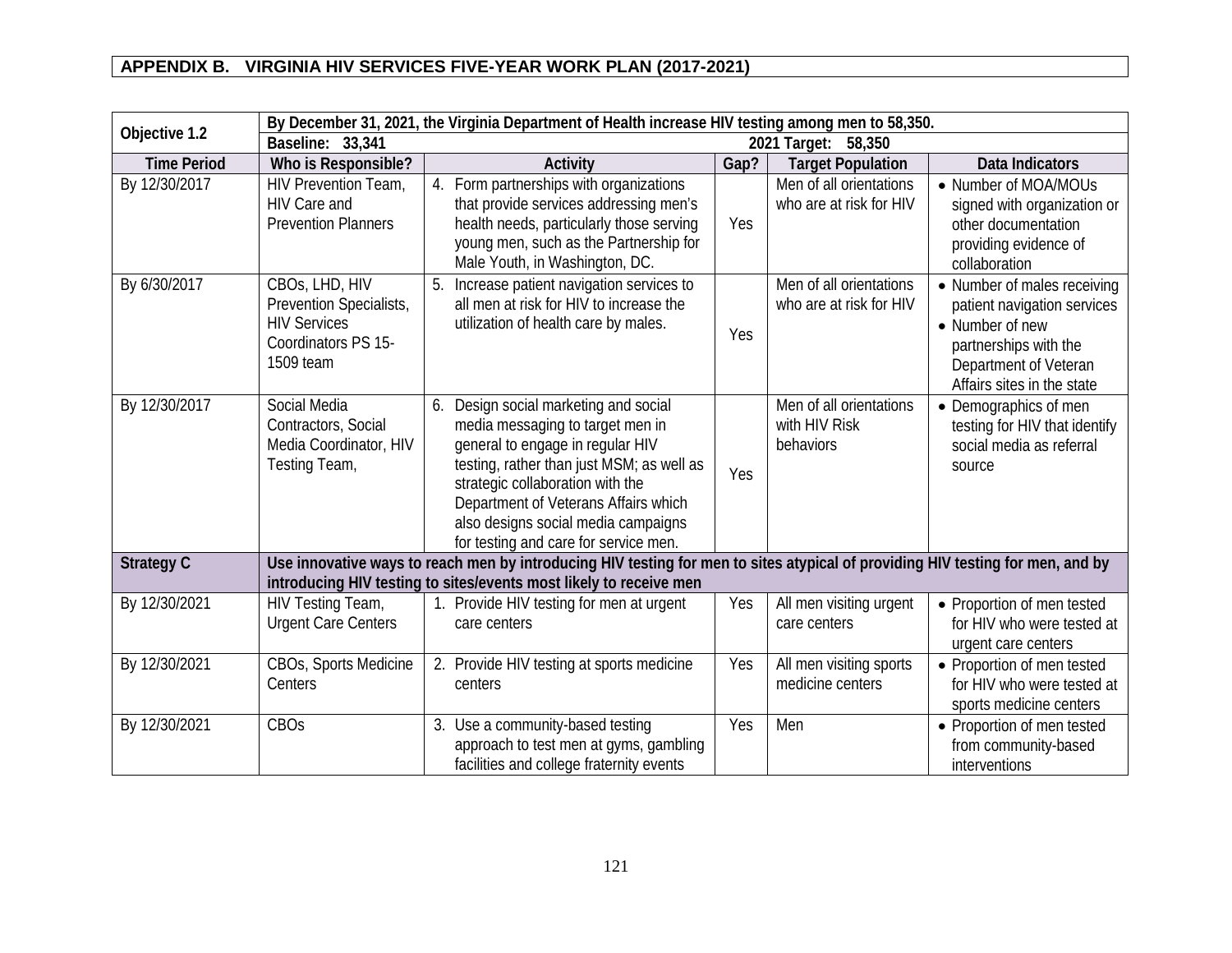**APPENDIX B. VIRGINIA HIV SERVICES FIVE-YEAR WORK PLAN (2017-2021)**

| Objective 1.2 | By December 31, 2021, the Virginia Department of Health increase HIV testing among men to 58,350. | | | | |
|---|---|---|---|---|---|
| | Baseline: 33,341 | | 2021 Target: 58,350 | | |
| **Time Period** | **Who is Responsible?** | **Activity** | **Gap?** | **Target Population** | **Data Indicators** |
| By 12/30/2017 | HIV Prevention Team, HIV Care and Prevention Planners | 4. Form partnerships with organizations that provide services addressing men's health needs, particularly those serving young men, such as the Partnership for Male Youth, in Washington, DC. | Yes | Men of all orientations who are at risk for HIV | • Number of MOA/MOUs signed with organization or other documentation providing evidence of collaboration |
| By 6/30/2017 | CBOs, LHD, HIV Prevention Specialists, HIV Services Coordinators PS 15-1509 team | 5. Increase patient navigation services to all men at risk for HIV to increase the utilization of health care by males. | Yes | Men of all orientations who are at risk for HIV | • Number of males receiving patient navigation services<br>• Number of new partnerships with the Department of Veteran Affairs sites in the state |
| By 12/30/2017 | Social Media Contractors, Social Media Coordinator, HIV Testing Team, | 6. Design social marketing and social media messaging to target men in general to engage in regular HIV testing, rather than just MSM; as well as strategic collaboration with the Department of Veterans Affairs which also designs social media campaigns for testing and care for service men. | Yes | Men of all orientations with HIV Risk behaviors | • Demographics of men testing for HIV that identify social media as referral source |
| **Strategy C** | **Use innovative ways to reach men by introducing HIV testing for men to sites atypical of providing HIV testing for men, and by introducing HIV testing to sites/events most likely to receive men** | | | | |
| By 12/30/2021 | HIV Testing Team, Urgent Care Centers | 1. Provide HIV testing for men at urgent care centers | Yes | All men visiting urgent care centers | • Proportion of men tested for HIV who were tested at urgent care centers |
| By 12/30/2021 | CBOs, Sports Medicine Centers | 2. Provide HIV testing at sports medicine centers | Yes | All men visiting sports medicine centers | • Proportion of men tested for HIV who were tested at sports medicine centers |
| By 12/30/2021 | CBOs | 3. Use a community-based testing approach to test men at gyms, gambling facilities and college fraternity events | Yes | Men | • Proportion of men tested from community-based interventions |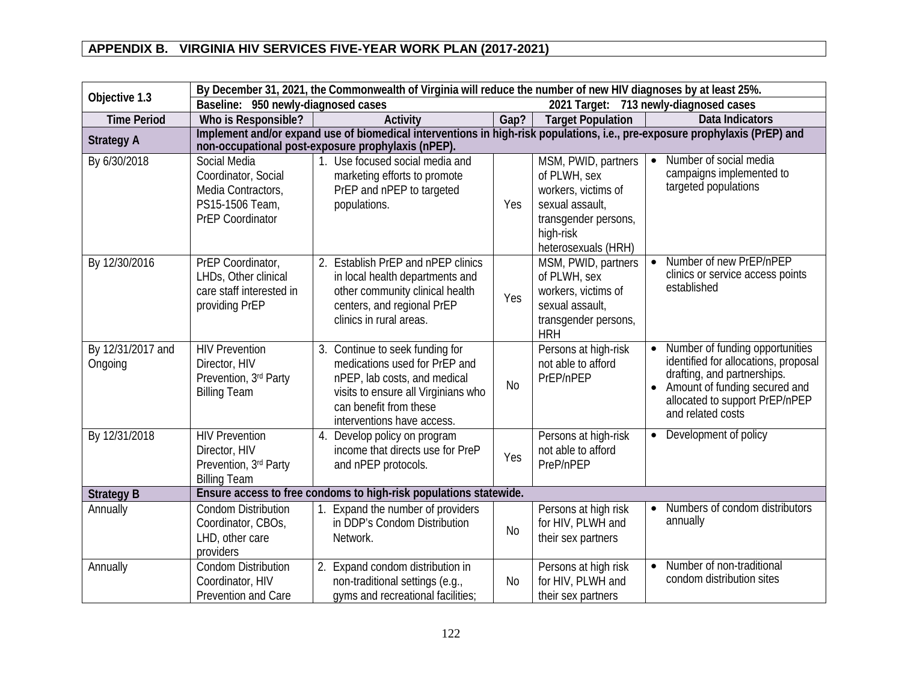**APPENDIX B. VIRGINIA HIV SERVICES FIVE-YEAR WORK PLAN (2017-2021)**

| Objective 1.3 | By December 31, 2021, the Commonwealth of Virginia will reduce the number of new HIV diagnoses by at least 25%. | | | | |
|---|---|---|---|---|---|
| | Baseline: 950 newly-diagnosed cases | | | 2021 Target: 713 newly-diagnosed cases | |
| **Time Period** | **Who is Responsible?** | **Activity** | **Gap?** | **Target Population** | **Data Indicators** |
| **Strategy A** | **Implement and/or expand use of biomedical interventions in high-risk populations, i.e., pre-exposure prophylaxis (PrEP) and non-occupational post-exposure prophylaxis (nPEP).** | | | | |
| By 6/30/2018 | Social Media Coordinator, Social Media Contractors, PS15-1506 Team, PrEP Coordinator | 1. Use focused social media and marketing efforts to promote PrEP and nPEP to targeted populations. | Yes | MSM, PWID, partners of PLWH, sex workers, victims of sexual assault, transgender persons, high-risk heterosexuals (HRH) | • Number of social media campaigns implemented to targeted populations |
| By 12/30/2016 | PrEP Coordinator, LHDs, Other clinical care staff interested in providing PrEP | 2. Establish PrEP and nPEP clinics in local health departments and other community clinical health centers, and regional PrEP clinics in rural areas. | Yes | MSM, PWID, partners of PLWH, sex workers, victims of sexual assault, transgender persons, HRH | • Number of new PrEP/nPEP clinics or service access points established |
| By 12/31/2017 and Ongoing | HIV Prevention Director, HIV Prevention, 3rd Party Billing Team | 3. Continue to seek funding for medications used for PrEP and nPEP, lab costs, and medical visits to ensure all Virginians who can benefit from these interventions have access. | No | Persons at high-risk not able to afford PrEP/nPEP | • Number of funding opportunities identified for allocations, proposal drafting, and partnerships. • Amount of funding secured and allocated to support PrEP/nPEP and related costs |
| By 12/31/2018 | HIV Prevention Director, HIV Prevention, 3rd Party Billing Team | 4. Develop policy on program income that directs use for PreP and nPEP protocols. | Yes | Persons at high-risk not able to afford PreP/nPEP | • Development of policy |
| **Strategy B** | **Ensure access to free condoms to high-risk populations statewide.** | | | | |
| Annually | Condom Distribution Coordinator, CBOs, LHD, other care providers | 1. Expand the number of providers in DDP's Condom Distribution Network. | No | Persons at high risk for HIV, PLWH and their sex partners | • Numbers of condom distributors annually |
| Annually | Condom Distribution Coordinator, HIV Prevention and Care | 2. Expand condom distribution in non-traditional settings (e.g., gyms and recreational facilities; | No | Persons at high risk for HIV, PLWH and their sex partners | • Number of non-traditional condom distribution sites |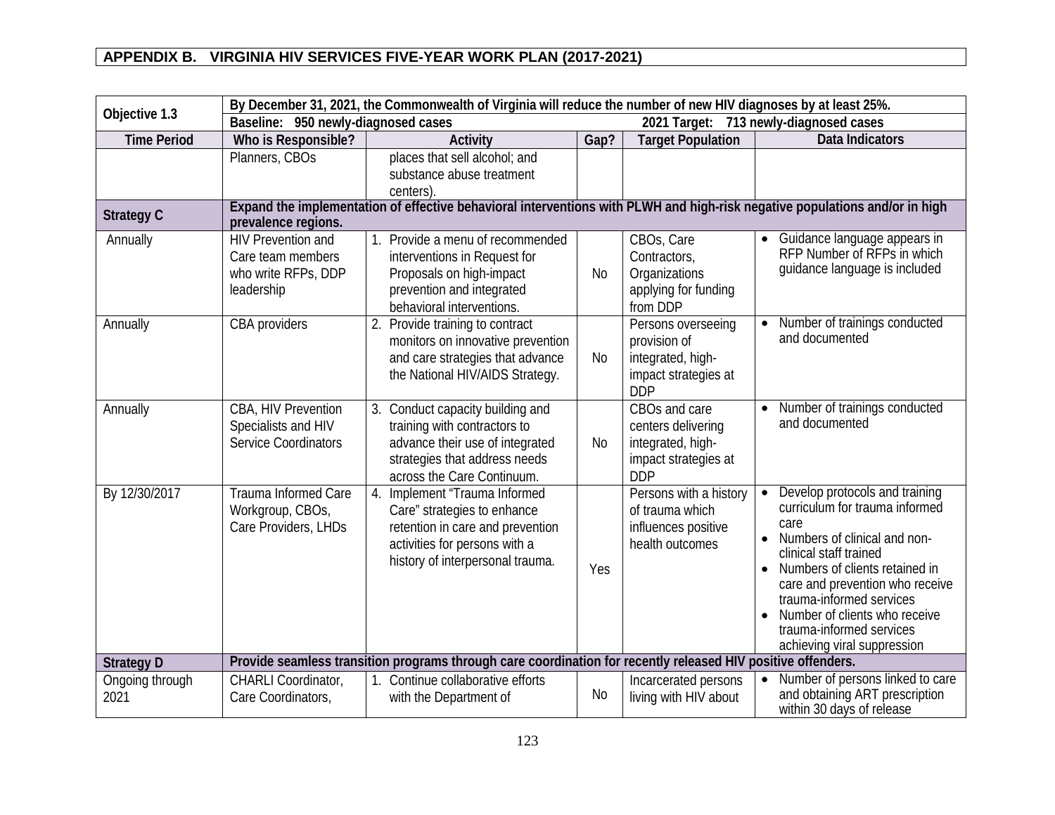## APPENDIX B. VIRGINIA HIV SERVICES FIVE-YEAR WORK PLAN (2017-2021)

| Objective 1.3 | By December 31, 2021, the Commonwealth of Virginia will reduce the number of new HIV diagnoses by at least 25%. | | | | |
|---|---|---|---|---|---|
| | Baseline: 950 newly-diagnosed cases | | 2021 Target: 713 newly-diagnosed cases | | |
| **Time Period** | **Who is Responsible?** | **Activity** | **Gap?** | **Target Population** | **Data Indicators** |
| | Planners, CBOs | places that sell alcohol; and substance abuse treatment centers). | | | |
| **Strategy C** | **Expand the implementation of effective behavioral interventions with PLWH and high-risk negative populations and/or in high prevalence regions.** | | | | |
| Annually | HIV Prevention and Care team members who write RFPs, DDP leadership | 1. Provide a menu of recommended interventions in Request for Proposals on high-impact prevention and integrated behavioral interventions. | No | CBOs, Care Contractors, Organizations applying for funding from DDP | • Guidance language appears in RFP Number of RFPs in which guidance language is included |
| Annually | CBA providers | 2. Provide training to contract monitors on innovative prevention and care strategies that advance the National HIV/AIDS Strategy. | No | Persons overseeing provision of integrated, high-impact strategies at DDP | • Number of trainings conducted and documented |
| Annually | CBA, HIV Prevention Specialists and HIV Service Coordinators | 3. Conduct capacity building and training with contractors to advance their use of integrated strategies that address needs across the Care Continuum. | No | CBOs and care centers delivering integrated, high-impact strategies at DDP | • Number of trainings conducted and documented |
| By 12/30/2017 | Trauma Informed Care Workgroup, CBOs, Care Providers, LHDs | 4. Implement "Trauma Informed Care" strategies to enhance retention in care and prevention activities for persons with a history of interpersonal trauma. | Yes | Persons with a history of trauma which influences positive health outcomes | • Develop protocols and training curriculum for trauma informed care<br>• Numbers of clinical and non-clinical staff trained<br>• Numbers of clients retained in care and prevention who receive trauma-informed services<br>• Number of clients who receive trauma-informed services achieving viral suppression |
| **Strategy D** | **Provide seamless transition programs through care coordination for recently released HIV positive offenders.** | | | | |
| Ongoing through 2021 | CHARLI Coordinator, Care Coordinators, | 1. Continue collaborative efforts with the Department of | No | Incarcerated persons living with HIV about | • Number of persons linked to care and obtaining ART prescription within 30 days of release |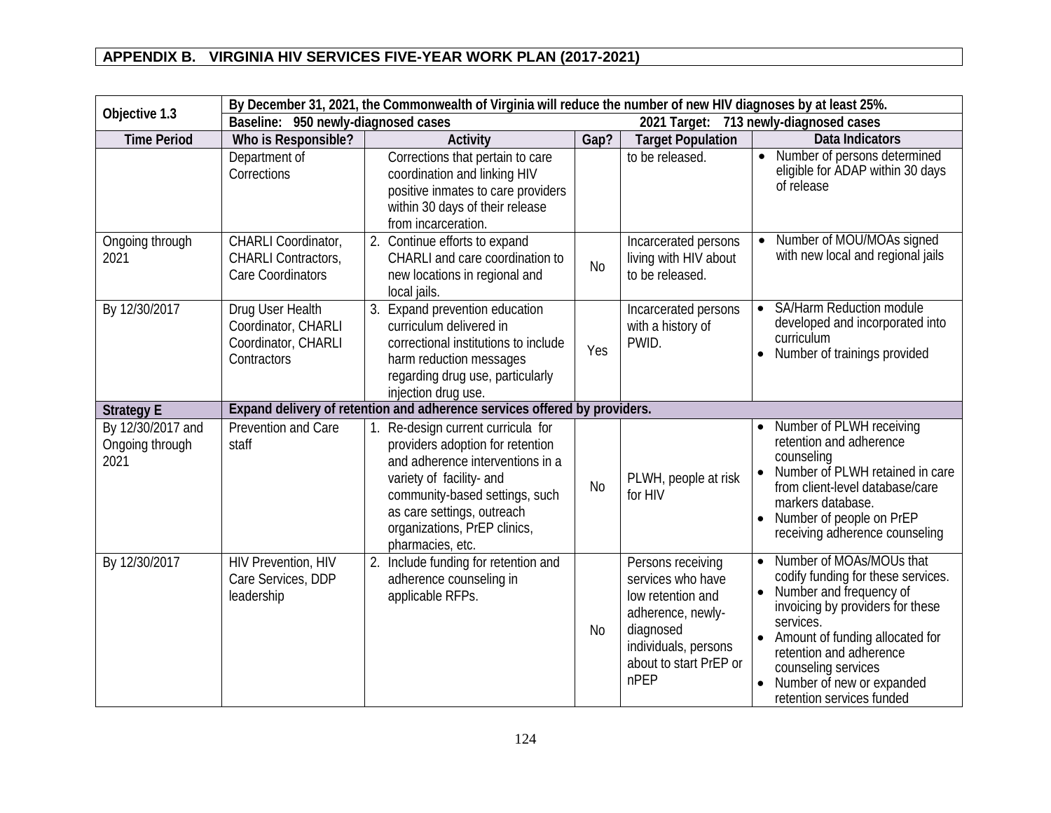## APPENDIX B. VIRGINIA HIV SERVICES FIVE-YEAR WORK PLAN (2017-2021)

| Objective 1.3 | By December 31, 2021, the Commonwealth of Virginia will reduce the number of new HIV diagnoses by at least 25%. | | | | |
|---|---|---|---|---|---|
| | Baseline: 950 newly-diagnosed cases | | 2021 Target: 713 newly-diagnosed cases | | |
| **Time Period** | **Who is Responsible?** | **Activity** | **Gap?** | **Target Population** | **Data Indicators** |
| | Department of Corrections | Corrections that pertain to care coordination and linking HIV positive inmates to care providers within 30 days of their release from incarceration. | | to be released. | • Number of persons determined eligible for ADAP within 30 days of release |
| Ongoing through 2021 | CHARLI Coordinator, CHARLI Contractors, Care Coordinators | 2. Continue efforts to expand CHARLI and care coordination to new locations in regional and local jails. | No | Incarcerated persons living with HIV about to be released. | • Number of MOU/MOAs signed with new local and regional jails |
| By 12/30/2017 | Drug User Health Coordinator, CHARLI Coordinator, CHARLI Contractors | 3. Expand prevention education curriculum delivered in correctional institutions to include harm reduction messages regarding drug use, particularly injection drug use. | Yes | Incarcerated persons with a history of PWID. | • SA/Harm Reduction module developed and incorporated into curriculum<br>• Number of trainings provided |
| **Strategy E** | **Expand delivery of retention and adherence services offered by providers.** | | | | |
| By 12/30/2017 and Ongoing through 2021 | Prevention and Care staff | 1. Re-design current curricula for providers adoption for retention and adherence interventions in a variety of facility- and community-based settings, such as care settings, outreach organizations, PrEP clinics, pharmacies, etc. | No | PLWH, people at risk for HIV | • Number of PLWH receiving retention and adherence counseling<br>• Number of PLWH retained in care from client-level database/care markers database.<br>• Number of people on PrEP receiving adherence counseling |
| By 12/30/2017 | HIV Prevention, HIV Care Services, DDP leadership | 2. Include funding for retention and adherence counseling in applicable RFPs. | No | Persons receiving services who have low retention and adherence, newly-diagnosed individuals, persons about to start PrEP or nPEP | • Number of MOAs/MOUs that codify funding for these services.<br>• Number and frequency of invoicing by providers for these services.<br>• Amount of funding allocated for retention and adherence counseling services<br>• Number of new or expanded retention services funded |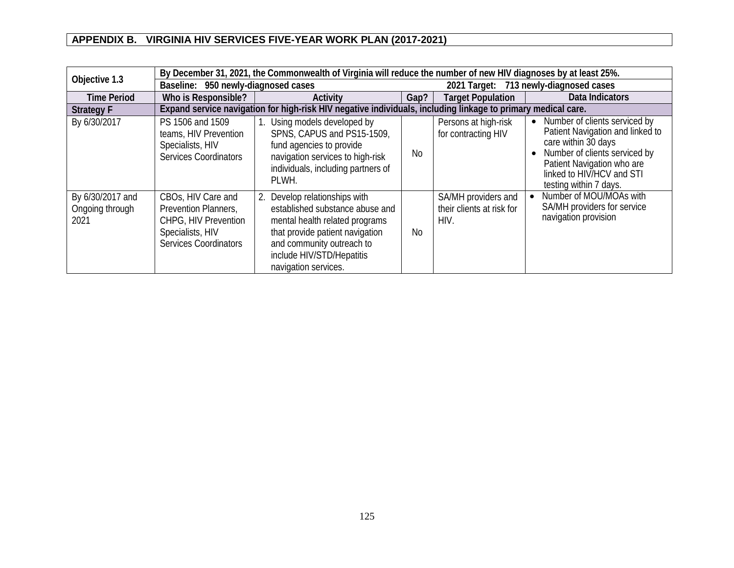## APPENDIX B. VIRGINIA HIV SERVICES FIVE-YEAR WORK PLAN (2017-2021)

| Objective 1.3 | By December 31, 2021, the Commonwealth of Virginia will reduce the number of new HIV diagnoses by at least 25%. | | | | |
|---|---|---|---|---|---|
| | Baseline: 950 newly-diagnosed cases | | 2021 Target: 713 newly-diagnosed cases | | |
| **Time Period** | **Who is Responsible?** | **Activity** | **Gap?** | **Target Population** | **Data Indicators** |
| **Strategy F** | **Expand service navigation for high-risk HIV negative individuals, including linkage to primary medical care.** | | | | |
| By 6/30/2017 | PS 1506 and 1509 teams, HIV Prevention Specialists, HIV Services Coordinators | 1. Using models developed by SPNS, CAPUS and PS15-1509, fund agencies to provide navigation services to high-risk individuals, including partners of PLWH. | No | Persons at high-risk for contracting HIV | • Number of clients serviced by Patient Navigation and linked to care within 30 days<br>• Number of clients serviced by Patient Navigation who are linked to HIV/HCV and STI testing within 7 days. |
| By 6/30/2017 and Ongoing through 2021 | CBOs, HIV Care and Prevention Planners, CHPG, HIV Prevention Specialists, HIV Services Coordinators | 2. Develop relationships with established substance abuse and mental health related programs that provide patient navigation and community outreach to include HIV/STD/Hepatitis navigation services. | No | SA/MH providers and their clients at risk for HIV. | • Number of MOU/MOAs with SA/MH providers for service navigation provision |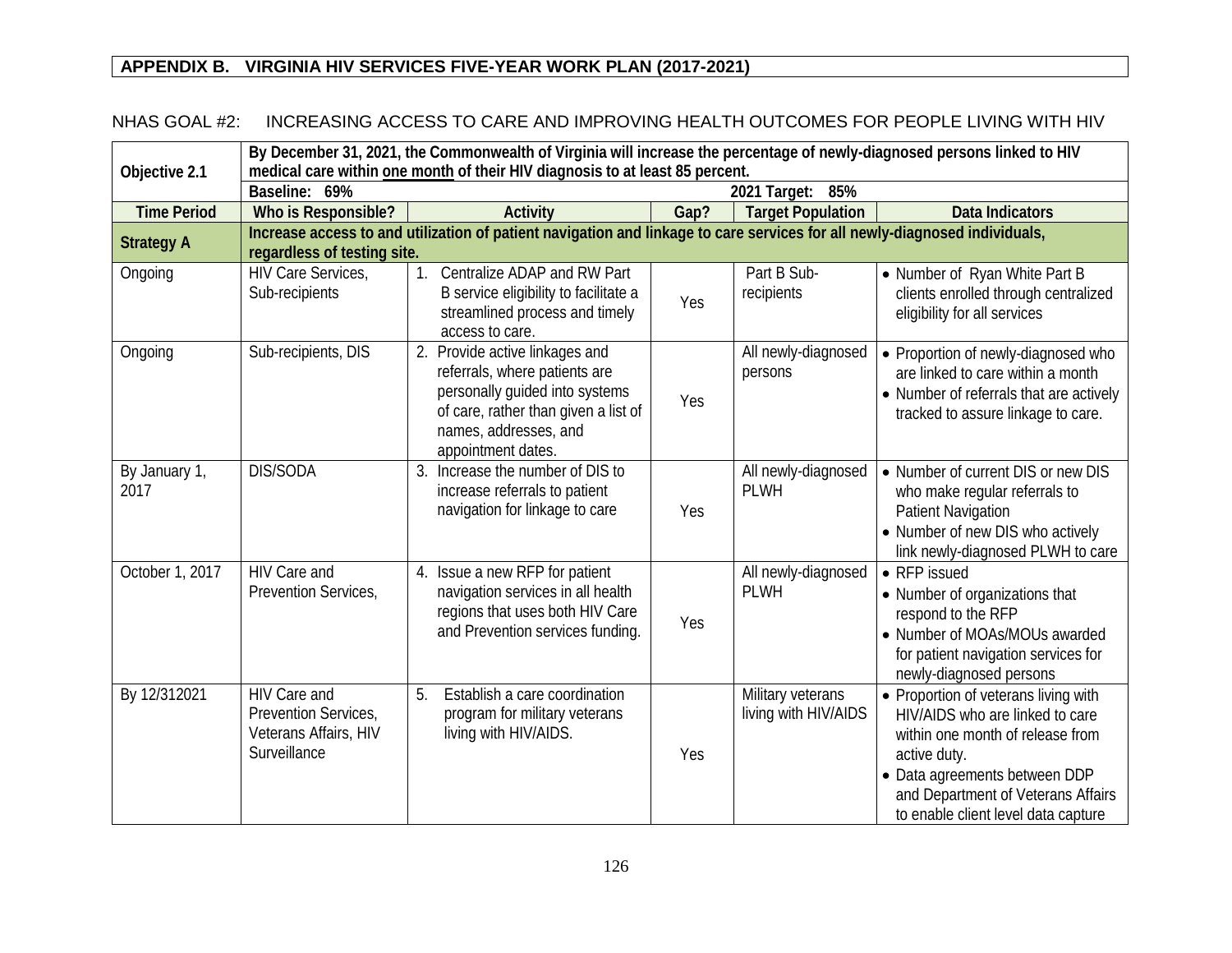## APPENDIX B. VIRGINIA HIV SERVICES FIVE-YEAR WORK PLAN (2017-2021)

NHAS GOAL #2: INCREASING ACCESS TO CARE AND IMPROVING HEALTH OUTCOMES FOR PEOPLE LIVING WITH HIV

| Objective 2.1 | By December 31, 2021, the Commonwealth of Virginia will increase the percentage of newly-diagnosed persons linked to HIV medical care within one month of their HIV diagnosis to at least 85 percent. | | | | |
|---|---|---|---|---|---|
| | Baseline: 69% | | | 2021 Target: 85% | |
| **Time Period** | **Who is Responsible?** | **Activity** | **Gap?** | **Target Population** | **Data Indicators** |
| **Strategy A** | **Increase access to and utilization of patient navigation and linkage to care services for all newly-diagnosed individuals, regardless of testing site.** | | | | |
| Ongoing | HIV Care Services, Sub-recipients | 1. Centralize ADAP and RW Part B service eligibility to facilitate a streamlined process and timely access to care. | Yes | Part B Sub-recipients | • Number of Ryan White Part B clients enrolled through centralized eligibility for all services |
| Ongoing | Sub-recipients, DIS | 2. Provide active linkages and referrals, where patients are personally guided into systems of care, rather than given a list of names, addresses, and appointment dates. | Yes | All newly-diagnosed persons | • Proportion of newly-diagnosed who are linked to care within a month<br>• Number of referrals that are actively tracked to assure linkage to care. |
| By January 1, 2017 | DIS/SODA | 3. Increase the number of DIS to increase referrals to patient navigation for linkage to care | Yes | All newly-diagnosed PLWH | • Number of current DIS or new DIS who make regular referrals to Patient Navigation<br>• Number of new DIS who actively link newly-diagnosed PLWH to care |
| October 1, 2017 | HIV Care and Prevention Services, | 4. Issue a new RFP for patient navigation services in all health regions that uses both HIV Care and Prevention services funding. | Yes | All newly-diagnosed PLWH | • RFP issued<br>• Number of organizations that respond to the RFP<br>• Number of MOAs/MOUs awarded for patient navigation services for newly-diagnosed persons |
| By 12/312021 | HIV Care and Prevention Services, Veterans Affairs, HIV Surveillance | 5. Establish a care coordination program for military veterans living with HIV/AIDS. | Yes | Military veterans living with HIV/AIDS | • Proportion of veterans living with HIV/AIDS who are linked to care within one month of release from active duty.<br>• Data agreements between DDP and Department of Veterans Affairs to enable client level data capture |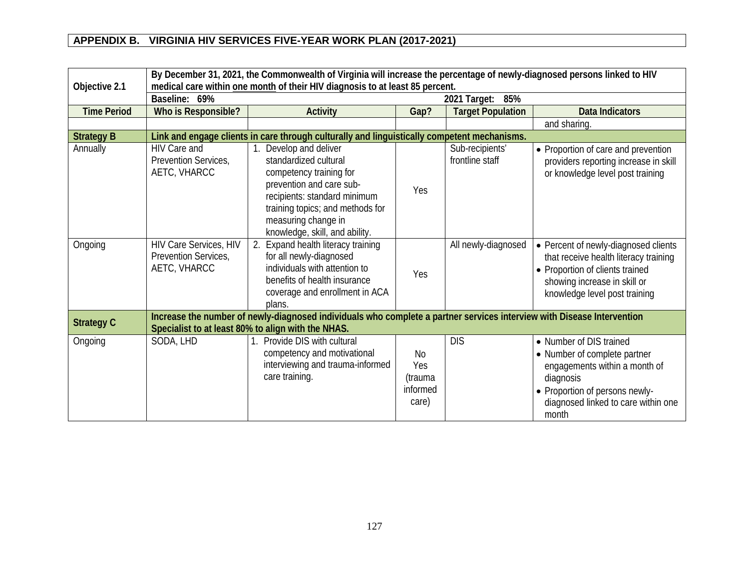## APPENDIX B. VIRGINIA HIV SERVICES FIVE-YEAR WORK PLAN (2017-2021)

| Objective 2.1 | By December 31, 2021, the Commonwealth of Virginia will increase the percentage of newly-diagnosed persons linked to HIV medical care within one month of their HIV diagnosis to at least 85 percent. | | | | |
|---|---|---|---|---|---|
| | Baseline: 69% | | | 2021 Target: 85% | |
| **Time Period** | **Who is Responsible?** | **Activity** | **Gap?** | **Target Population** | **Data Indicators** |
| | | | | | and sharing. |
| **Strategy B** | **Link and engage clients in care through culturally and linguistically competent mechanisms.** | | | | |
| Annually | HIV Care and Prevention Services, AETC, VHARCC | 1. Develop and deliver standardized cultural competency training for prevention and care sub-recipients: standard minimum training topics; and methods for measuring change in knowledge, skill, and ability. | Yes | Sub-recipients' frontline staff | • Proportion of care and prevention providers reporting increase in skill or knowledge level post training |
| Ongoing | HIV Care Services, HIV Prevention Services, AETC, VHARCC | 2. Expand health literacy training for all newly-diagnosed individuals with attention to benefits of health insurance coverage and enrollment in ACA plans. | Yes | All newly-diagnosed | • Percent of newly-diagnosed clients that receive health literacy training<br>• Proportion of clients trained showing increase in skill or knowledge level post training |
| **Strategy C** | **Increase the number of newly-diagnosed individuals who complete a partner services interview with Disease Intervention Specialist to at least 80% to align with the NHAS.** | | | | |
| Ongoing | SODA, LHD | 1. Provide DIS with cultural competency and motivational interviewing and trauma-informed care training. | No<br>Yes (trauma informed care) | DIS | • Number of DIS trained<br>• Number of complete partner engagements within a month of diagnosis<br>• Proportion of persons newly-diagnosed linked to care within one month |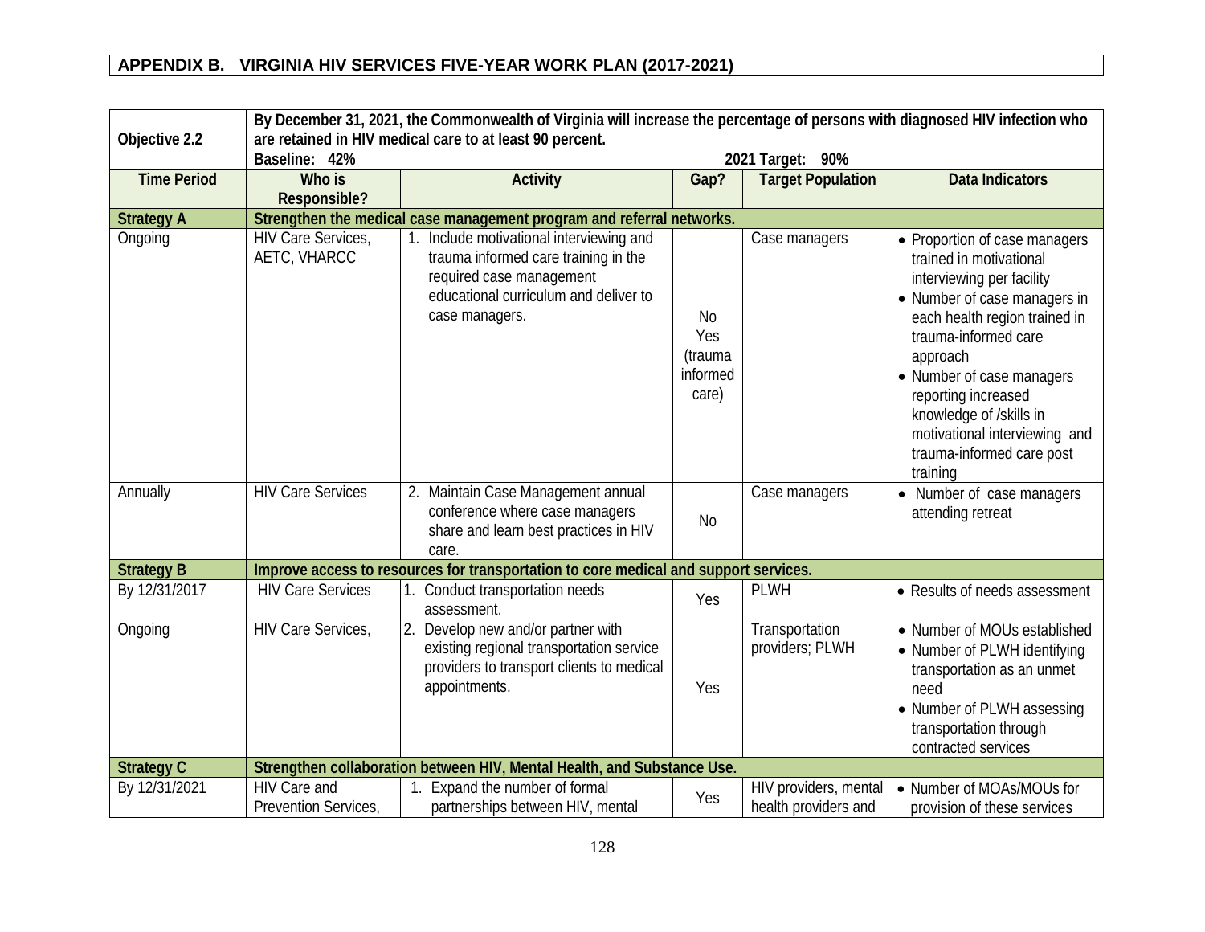## APPENDIX B. VIRGINIA HIV SERVICES FIVE-YEAR WORK PLAN (2017-2021)

| Objective 2.2 | By December 31, 2021, the Commonwealth of Virginia will increase the percentage of persons with diagnosed HIV infection who are retained in HIV medical care to at least 90 percent. | | | | |
|---|---|---|---|---|---|
| | Baseline: 42% | | 2021 Target: 90% | | |
| **Time Period** | **Who is Responsible?** | **Activity** | **Gap?** | **Target Population** | **Data Indicators** |
| **Strategy A** | **Strengthen the medical case management program and referral networks.** | | | | |
| Ongoing | HIV Care Services, AETC, VHARCC | 1. Include motivational interviewing and trauma informed care training in the required case management educational curriculum and deliver to case managers. | No<br>Yes (trauma informed care) | Case managers | • Proportion of case managers trained in motivational interviewing per facility<br>• Number of case managers in each health region trained in trauma-informed care approach<br>• Number of case managers reporting increased knowledge of /skills in motivational interviewing and trauma-informed care post training |
| Annually | HIV Care Services | 2. Maintain Case Management annual conference where case managers share and learn best practices in HIV care. | No | Case managers | • Number of case managers attending retreat |
| **Strategy B** | **Improve access to resources for transportation to core medical and support services.** | | | | |
| By 12/31/2017 | HIV Care Services | 1. Conduct transportation needs assessment. | Yes | PLWH | • Results of needs assessment |
| Ongoing | HIV Care Services, | 2. Develop new and/or partner with existing regional transportation service providers to transport clients to medical appointments. | Yes | Transportation providers; PLWH | • Number of MOUs established<br>• Number of PLWH identifying transportation as an unmet need<br>• Number of PLWH assessing transportation through contracted services |
| **Strategy C** | **Strengthen collaboration between HIV, Mental Health, and Substance Use.** | | | | |
| By 12/31/2021 | HIV Care and Prevention Services, | 1. Expand the number of formal partnerships between HIV, mental | Yes | HIV providers, mental health providers and | • Number of MOAs/MOUs for provision of these services |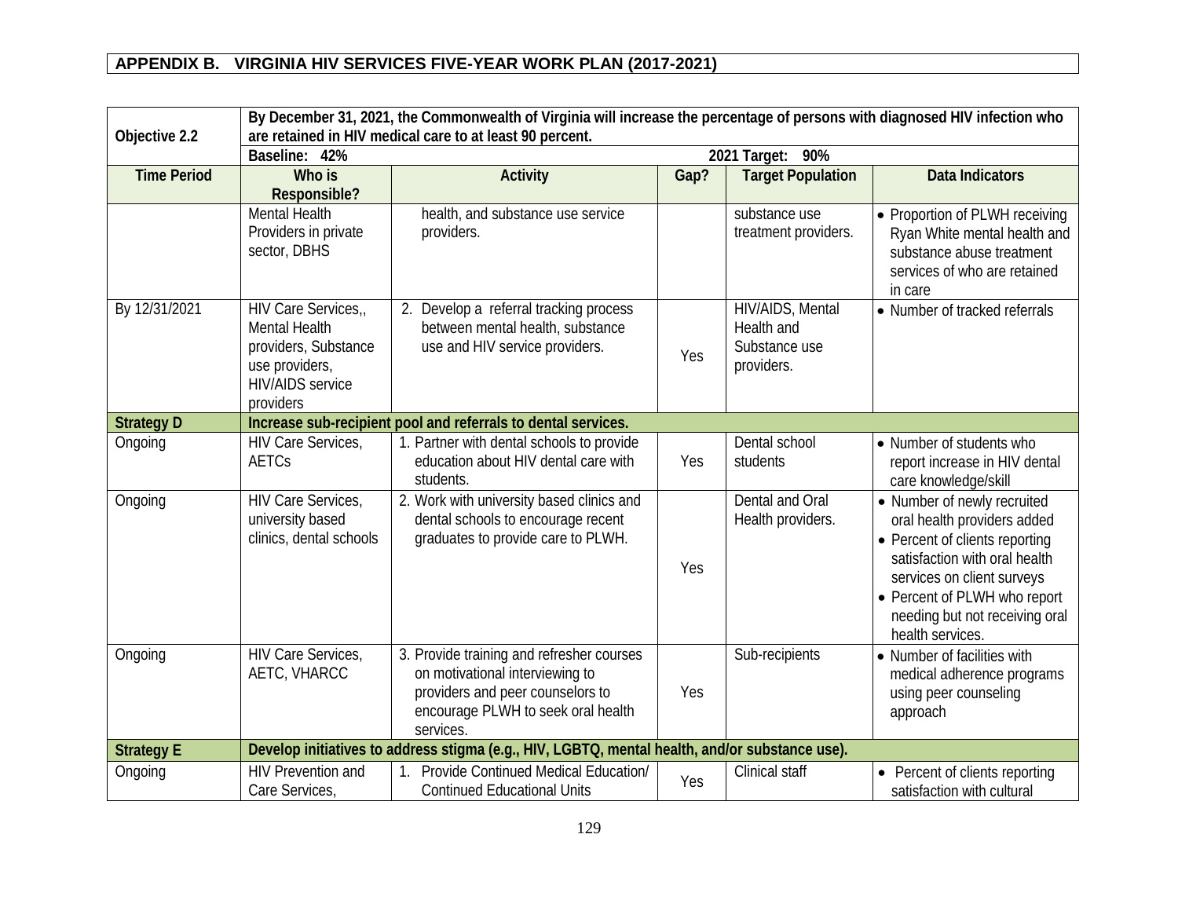**APPENDIX B. VIRGINIA HIV SERVICES FIVE-YEAR WORK PLAN (2017-2021)**

| Objective 2.2 | By December 31, 2021, the Commonwealth of Virginia will increase the percentage of persons with diagnosed HIV infection who are retained in HIV medical care to at least 90 percent. | | | | |
|---|---|---|---|---|---|
| | Baseline: 42% | | 2021 Target: 90% | | |
| **Time Period** | **Who is Responsible?** | **Activity** | **Gap?** | **Target Population** | **Data Indicators** |
| | Mental Health Providers in private sector, DBHS | health, and substance use service providers. | | substance use treatment providers. | • Proportion of PLWH receiving Ryan White mental health and substance abuse treatment services of who are retained in care |
| By 12/31/2021 | HIV Care Services,, Mental Health providers, Substance use providers, HIV/AIDS service providers | 2. Develop a referral tracking process between mental health, substance use and HIV service providers. | Yes | HIV/AIDS, Mental Health and Substance use providers. | • Number of tracked referrals |
| **Strategy D** | **Increase sub-recipient pool and referrals to dental services.** | | | | |
| Ongoing | HIV Care Services, AETCs | 1. Partner with dental schools to provide education about HIV dental care with students. | Yes | Dental school students | • Number of students who report increase in HIV dental care knowledge/skill |
| Ongoing | HIV Care Services, university based clinics, dental schools | 2. Work with university based clinics and dental schools to encourage recent graduates to provide care to PLWH. | Yes | Dental and Oral Health providers. | • Number of newly recruited oral health providers added<br>• Percent of clients reporting satisfaction with oral health services on client surveys<br>• Percent of PLWH who report needing but not receiving oral health services. |
| Ongoing | HIV Care Services, AETC, VHARCC | 3. Provide training and refresher courses on motivational interviewing to providers and peer counselors to encourage PLWH to seek oral health services. | Yes | Sub-recipients | • Number of facilities with medical adherence programs using peer counseling approach |
| **Strategy E** | **Develop initiatives to address stigma (e.g., HIV, LGBTQ, mental health, and/or substance use).** | | | | |
| Ongoing | HIV Prevention and Care Services, | 1. Provide Continued Medical Education/ Continued Educational Units | Yes | Clinical staff | • Percent of clients reporting satisfaction with cultural |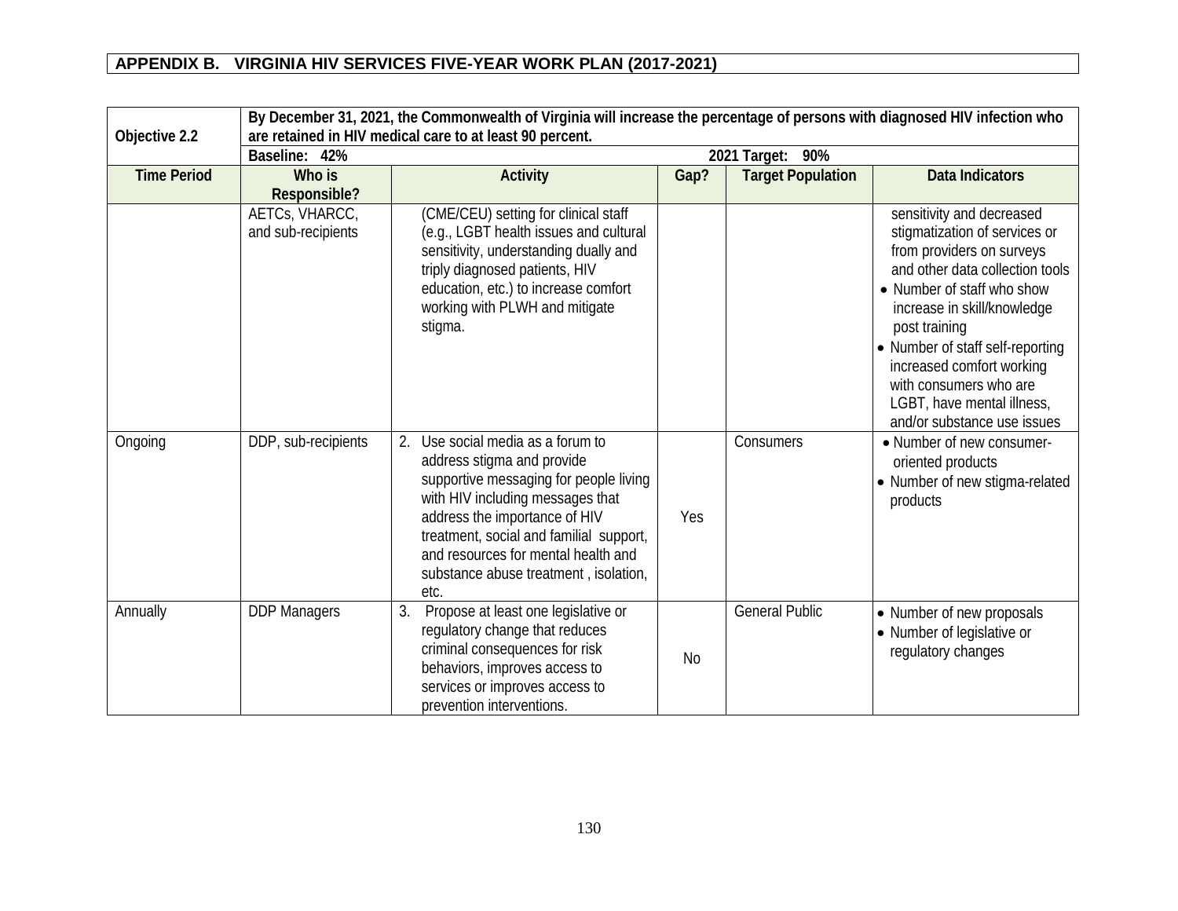## APPENDIX B. VIRGINIA HIV SERVICES FIVE-YEAR WORK PLAN (2017-2021)

| Objective 2.2 | By December 31, 2021, the Commonwealth of Virginia will increase the percentage of persons with diagnosed HIV infection who are retained in HIV medical care to at least 90 percent. | | | | |
|---|---|---|---|---|---|
| | Baseline: 42% | | 2021 Target: 90% | | |
| **Time Period** | **Who is Responsible?** | **Activity** | **Gap?** | **Target Population** | **Data Indicators** |
| | AETCs, VHARCC, and sub-recipients | (CME/CEU) setting for clinical staff (e.g., LGBT health issues and cultural sensitivity, understanding dually and triply diagnosed patients, HIV education, etc.) to increase comfort working with PLWH and mitigate stigma. | | | sensitivity and decreased stigmatization of services or from providers on surveys and other data collection tools<br>• Number of staff who show increase in skill/knowledge post training<br>• Number of staff self-reporting increased comfort working with consumers who are LGBT, have mental illness, and/or substance use issues |
| Ongoing | DDP, sub-recipients | 2. Use social media as a forum to address stigma and provide supportive messaging for people living with HIV including messages that address the importance of HIV treatment, social and familial support, and resources for mental health and substance abuse treatment , isolation, etc. | Yes | Consumers | • Number of new consumer-oriented products<br>• Number of new stigma-related products |
| Annually | DDP Managers | 3. Propose at least one legislative or regulatory change that reduces criminal consequences for risk behaviors, improves access to services or improves access to prevention interventions. | No | General Public | • Number of new proposals<br>• Number of legislative or regulatory changes |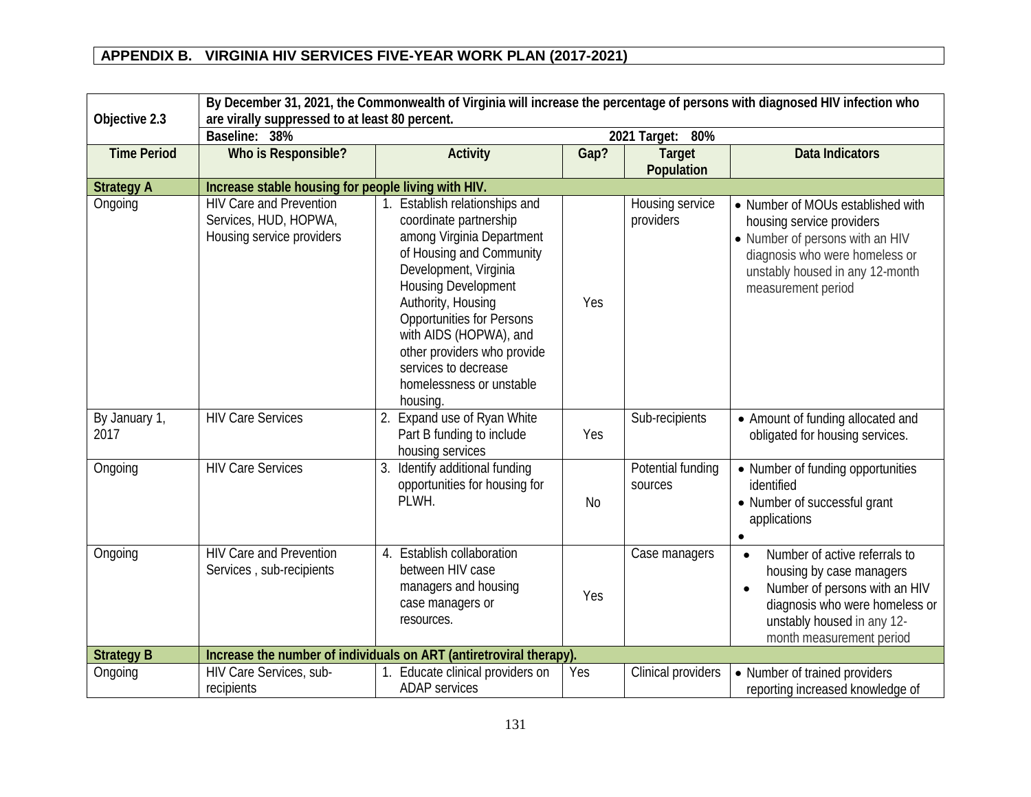## APPENDIX B. VIRGINIA HIV SERVICES FIVE-YEAR WORK PLAN (2017-2021)

| Objective 2.3 | By December 31, 2021, the Commonwealth of Virginia will increase the percentage of persons with diagnosed HIV infection who are virally suppressed to at least 80 percent. | | | | |
|---|---|---|---|---|---|
| | **Baseline: 38%** | | | **2021 Target: 80%** | |
| **Time Period** | **Who is Responsible?** | **Activity** | **Gap?** | **Target Population** | **Data Indicators** |
| **Strategy A** | **Increase stable housing for people living with HIV.** | | | | |
| Ongoing | HIV Care and Prevention Services, HUD, HOPWA, Housing service providers | 1. Establish relationships and coordinate partnership among Virginia Department of Housing and Community Development, Virginia Housing Development Authority, Housing Opportunities for Persons with AIDS (HOPWA), and other providers who provide services to decrease homelessness or unstable housing. | Yes | Housing service providers | • Number of MOUs established with housing service providers<br>• Number of persons with an HIV diagnosis who were homeless or unstably housed in any 12-month measurement period |
| By January 1, 2017 | HIV Care Services | 2. Expand use of Ryan White Part B funding to include housing services | Yes | Sub-recipients | • Amount of funding allocated and obligated for housing services. |
| Ongoing | HIV Care Services | 3. Identify additional funding opportunities for housing for PLWH. | No | Potential funding sources | • Number of funding opportunities identified<br>• Number of successful grant applications<br>• |
| Ongoing | HIV Care and Prevention Services , sub-recipients | 4. Establish collaboration between HIV case managers and housing case managers or resources. | Yes | Case managers | • Number of active referrals to housing by case managers<br>• Number of persons with an HIV diagnosis who were homeless or unstably housed in any 12-month measurement period |
| **Strategy B** | **Increase the number of individuals on ART (antiretroviral therapy).** | | | | |
| Ongoing | HIV Care Services, sub-recipients | 1. Educate clinical providers on ADAP services | Yes | Clinical providers | • Number of trained providers reporting increased knowledge of |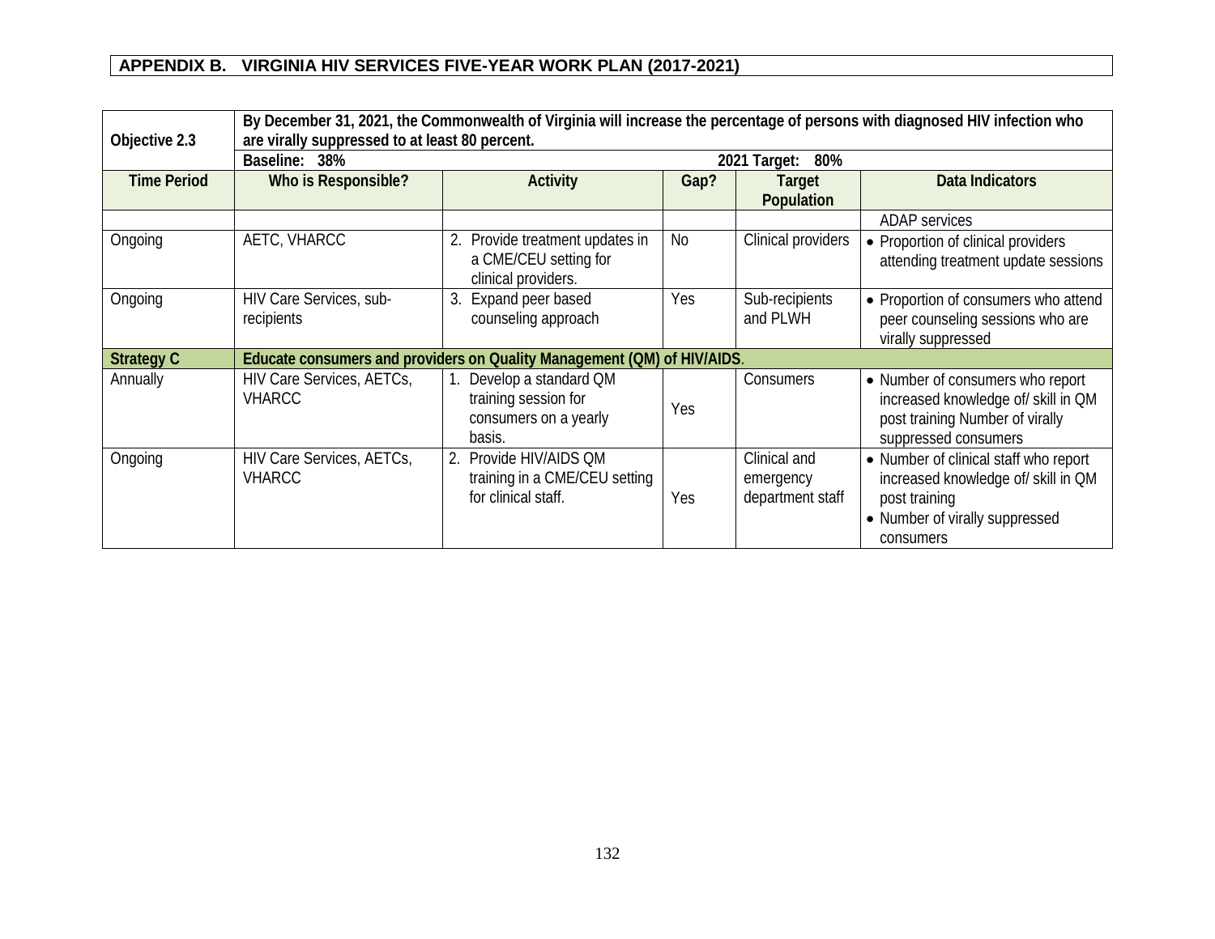## APPENDIX B. VIRGINIA HIV SERVICES FIVE-YEAR WORK PLAN (2017-2021)

| Objective 2.3 | By December 31, 2021, the Commonwealth of Virginia will increase the percentage of persons with diagnosed HIV infection who are virally suppressed to at least 80 percent. | | | | |
|---|---|---|---|---|---|
| | Baseline: 38% | | 2021 Target: 80% | | |
| **Time Period** | **Who is Responsible?** | **Activity** | **Gap?** | **Target Population** | **Data Indicators** |
| | | | | | ADAP services |
| Ongoing | AETC, VHARCC | 2. Provide treatment updates in a CME/CEU setting for clinical providers. | No | Clinical providers | • Proportion of clinical providers attending treatment update sessions |
| Ongoing | HIV Care Services, sub-recipients | 3. Expand peer based counseling approach | Yes | Sub-recipients and PLWH | • Proportion of consumers who attend peer counseling sessions who are virally suppressed |
| **Strategy C** | **Educate consumers and providers on Quality Management (QM) of HIV/AIDS.** | | | | |
| Annually | HIV Care Services, AETCs, VHARCC | 1. Develop a standard QM training session for consumers on a yearly basis. | Yes | Consumers | • Number of consumers who report increased knowledge of/ skill in QM post training Number of virally suppressed consumers |
| Ongoing | HIV Care Services, AETCs, VHARCC | 2. Provide HIV/AIDS QM training in a CME/CEU setting for clinical staff. | Yes | Clinical and emergency department staff | • Number of clinical staff who report increased knowledge of/ skill in QM post training<br>• Number of virally suppressed consumers |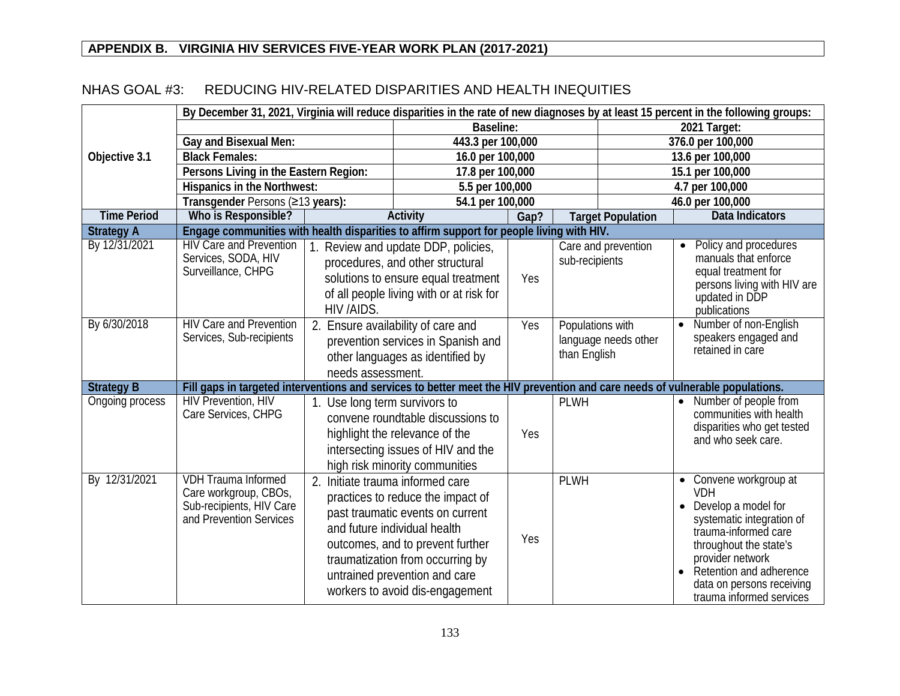**APPENDIX B. VIRGINIA HIV SERVICES FIVE-YEAR WORK PLAN (2017-2021)**

## NHAS GOAL #3: REDUCING HIV-RELATED DISPARITIES AND HEALTH INEQUITIES

| Objective 3.1 | By December 31, 2021, Virginia will reduce disparities in the rate of new diagnoses by at least 15 percent in the following groups: | | |
|---|---|---|---|
| | | **Baseline:** | **2021 Target:** |
| | **Gay and Bisexual Men:** | **443.3 per 100,000** | **376.0 per 100,000** |
| | **Black Females:** | **16.0 per 100,000** | **13.6 per 100,000** |
| | **Persons Living in the Eastern Region:** | **17.8 per 100,000** | **15.1 per 100,000** |
| | **Hispanics in the Northwest:** | **5.5 per 100,000** | **4.7 per 100,000** |
| | **Transgender** Persons (≥13 **years):** | **54.1 per 100,000** | **46.0 per 100,000** |

| Time Period | Who is Responsible? | Activity | Gap? | Target Population | Data Indicators |
|---|---|---|---|---|---|
| **Strategy A** | **Engage communities with health disparities to affirm support for people living with HIV.** | | | | |
| By 12/31/2021 | HIV Care and Prevention Services, SODA, HIV Surveillance, CHPG | 1. Review and update DDP, policies, procedures, and other structural solutions to ensure equal treatment of all people living with or at risk for HIV /AIDS. | Yes | Care and prevention sub-recipients | • Policy and procedures manuals that enforce equal treatment for persons living with HIV are updated in DDP publications |
| By 6/30/2018 | HIV Care and Prevention Services, Sub-recipients | 2. Ensure availability of care and prevention services in Spanish and other languages as identified by needs assessment. | Yes | Populations with language needs other than English | • Number of non-English speakers engaged and retained in care |
| **Strategy B** | **Fill gaps in targeted interventions and services to better meet the HIV prevention and care needs of vulnerable populations.** | | | | |
| Ongoing process | HIV Prevention, HIV Care Services, CHPG | 1. Use long term survivors to convene roundtable discussions to highlight the relevance of the intersecting issues of HIV and the high risk minority communities | Yes | PLWH | • Number of people from communities with health disparities who get tested and who seek care. |
| By 12/31/2021 | VDH Trauma Informed Care workgroup, CBOs, Sub-recipients, HIV Care and Prevention Services | 2. Initiate trauma informed care practices to reduce the impact of past traumatic events on current and future individual health outcomes, and to prevent further traumatization from occurring by untrained prevention and care workers to avoid dis-engagement | Yes | PLWH | • Convene workgroup at VDH<br>• Develop a model for systematic integration of trauma-informed care throughout the state's provider network<br>• Retention and adherence data on persons receiving trauma informed services |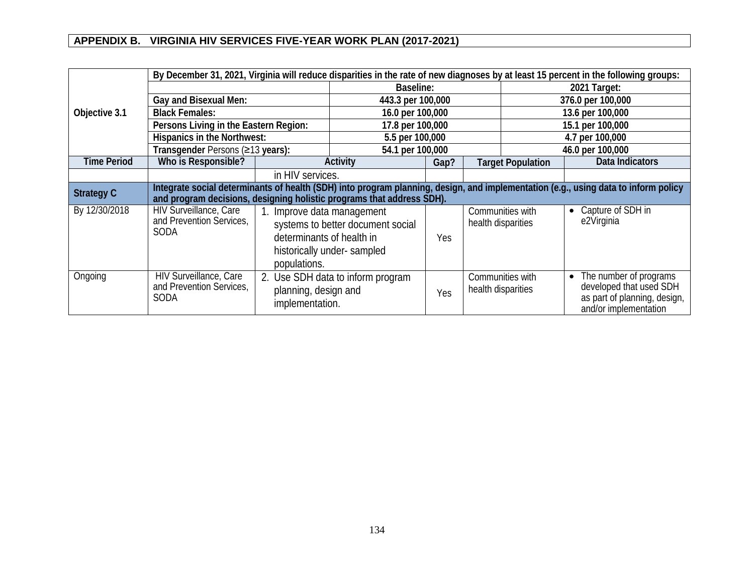## APPENDIX B. VIRGINIA HIV SERVICES FIVE-YEAR WORK PLAN (2017-2021)

| Objective 3.1 | By December 31, 2021, Virginia will reduce disparities in the rate of new diagnoses by at least 15 percent in the following groups: | | |
|---|---|---|---|
| | | **Baseline:** | **2021 Target:** |
| | **Gay and Bisexual Men:** | **443.3 per 100,000** | **376.0 per 100,000** |
| | **Black Females:** | **16.0 per 100,000** | **13.6 per 100,000** |
| | **Persons Living in the Eastern Region:** | **17.8 per 100,000** | **15.1 per 100,000** |
| | **Hispanics in the Northwest:** | **5.5 per 100,000** | **4.7 per 100,000** |
| | **Transgender** Persons (≥13 **years):** | **54.1 per 100,000** | **46.0 per 100,000** |

| Time Period | Who is Responsible? | Activity | Gap? | Target Population | Data Indicators |
|---|---|---|---|---|---|
| | | in HIV services. | | | |
| **Strategy C** | **Integrate social determinants of health (SDH) into program planning, design, and implementation (e.g., using data to inform policy and program decisions, designing holistic programs that address SDH).** | | | | |
| By 12/30/2018 | HIV Surveillance, Care and Prevention Services, SODA | 1. Improve data management systems to better document social determinants of health in historically under- sampled populations. | Yes | Communities with health disparities | • Capture of SDH in e2Virginia |
| Ongoing | HIV Surveillance, Care and Prevention Services, SODA | 2. Use SDH data to inform program planning, design and implementation. | Yes | Communities with health disparities | • The number of programs developed that used SDH as part of planning, design, and/or implementation |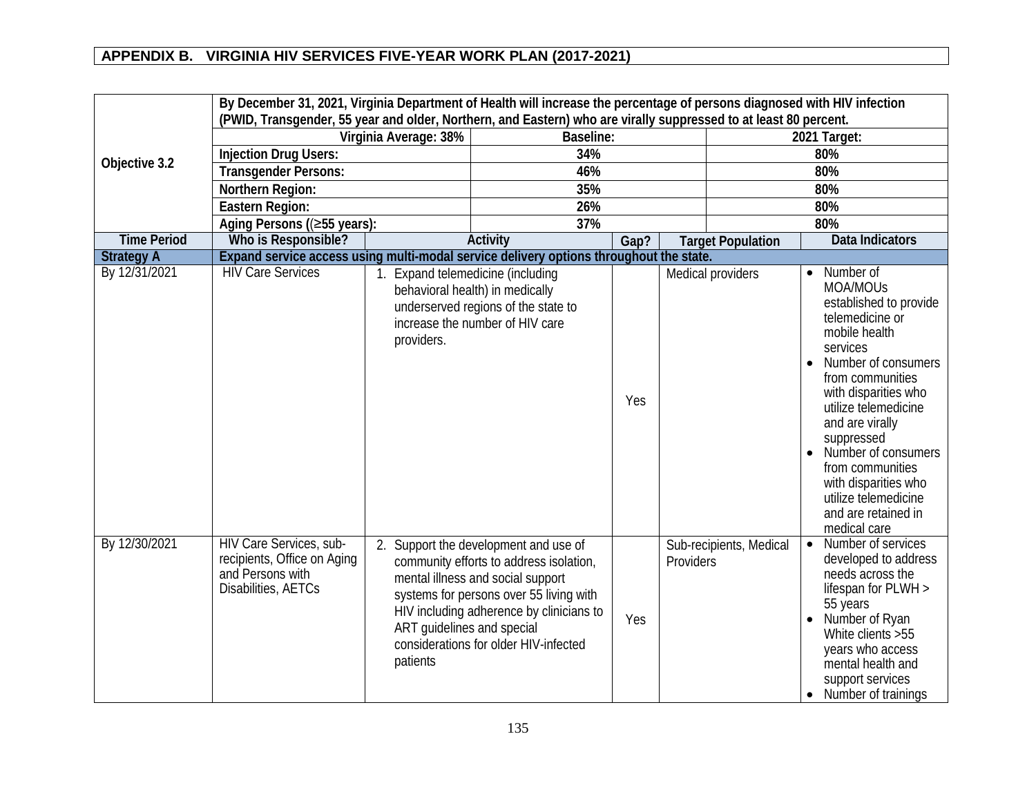## APPENDIX B. VIRGINIA HIV SERVICES FIVE-YEAR WORK PLAN (2017-2021)

| | | | | | | |
|---|---|---|---|---|---|---|
| **Objective 3.2** | **By December 31, 2021, Virginia Department of Health will increase the percentage of persons diagnosed with HIV infection (PWID, Transgender, 55 year and older, Northern, and Eastern) who are virally suppressed to at least 80 percent.** | | | | | |
| | **Virginia Average: 38%** | | **Baseline:** | | **2021 Target:** | |
| | **Injection Drug Users:** | | **34%** | | **80%** | |
| | **Transgender Persons:** | | **46%** | | **80%** | |
| | **Northern Region:** | | **35%** | | **80%** | |
| | **Eastern Region:** | | **26%** | | **80%** | |
| | **Aging Persons ((≥55 years):** | | **37%** | | **80%** | |
| **Time Period** | **Who is Responsible?** | **Activity** | **Gap?** | **Target Population** | **Data Indicators** | |
| **Strategy A** | **Expand service access using multi-modal service delivery options throughout the state.** | | | | | |
| By 12/31/2021 | HIV Care Services | 1. Expand telemedicine (including behavioral health) in medically underserved regions of the state to increase the number of HIV care providers. | Yes | Medical providers | • Number of MOA/MOUs established to provide telemedicine or mobile health services<br>• Number of consumers from communities with disparities who utilize telemedicine and are virally suppressed<br>• Number of consumers from communities with disparities who utilize telemedicine and are retained in medical care | |
| By 12/30/2021 | HIV Care Services, sub-recipients, Office on Aging and Persons with Disabilities, AETCs | 2. Support the development and use of community efforts to address isolation, mental illness and social support systems for persons over 55 living with HIV including adherence by clinicians to ART guidelines and special considerations for older HIV-infected patients | Yes | Sub-recipients, Medical Providers | • Number of services developed to address needs across the lifespan for PLWH > 55 years<br>• Number of Ryan White clients >55 years who access mental health and support services<br>• Number of trainings | |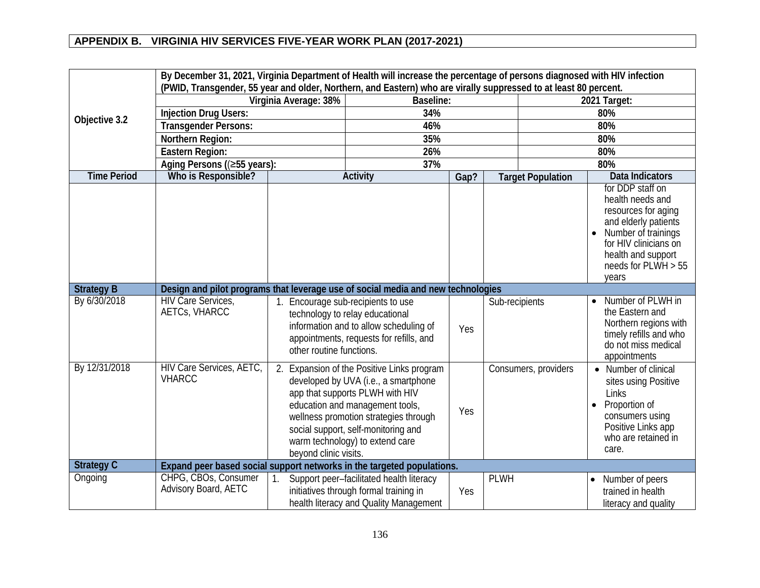## APPENDIX B. VIRGINIA HIV SERVICES FIVE-YEAR WORK PLAN (2017-2021)

| Objective 3.2 | By December 31, 2021, Virginia Department of Health will increase the percentage of persons diagnosed with HIV infection (PWID, Transgender, 55 year and older, Northern, and Eastern) who are virally suppressed to at least 80 percent. | | |
|---|---|---|---|
| | Virginia Average: 38% | Baseline: | 2021 Target: |
| | Injection Drug Users: | 34% | 80% |
| | Transgender Persons: | 46% | 80% |
| | Northern Region: | 35% | 80% |
| | Eastern Region: | 26% | 80% |
| | Aging Persons ((≥55 years): | 37% | 80% |

| Time Period | Who is Responsible? | Activity | Gap? | Target Population | Data Indicators |
|---|---|---|---|---|---|
| | | | | | for DDP staff on health needs and resources for aging and elderly patients<br>• Number of trainings for HIV clinicians on health and support needs for PLWH > 55 years |
| **Strategy B** | **Design and pilot programs that leverage use of social media and new technologies** | | | | |
| By 6/30/2018 | HIV Care Services, AETCs, VHARCC | 1. Encourage sub-recipients to use technology to relay educational information and to allow scheduling of appointments, requests for refills, and other routine functions. | Yes | Sub-recipients | • Number of PLWH in the Eastern and Northern regions with timely refills and who do not miss medical appointments |
| By 12/31/2018 | HIV Care Services, AETC, VHARCC | 2. Expansion of the Positive Links program developed by UVA (i.e., a smartphone app that supports PLWH with HIV education and management tools, wellness promotion strategies through social support, self-monitoring and warm technology) to extend care beyond clinic visits. | Yes | Consumers, providers | • Number of clinical sites using Positive Links<br>• Proportion of consumers using Positive Links app who are retained in care. |
| **Strategy C** | **Expand peer based social support networks in the targeted populations.** | | | | |
| Ongoing | CHPG, CBOs, Consumer Advisory Board, AETC | 1. Support peer–facilitated health literacy initiatives through formal training in health literacy and Quality Management | Yes | PLWH | • Number of peers trained in health literacy and quality |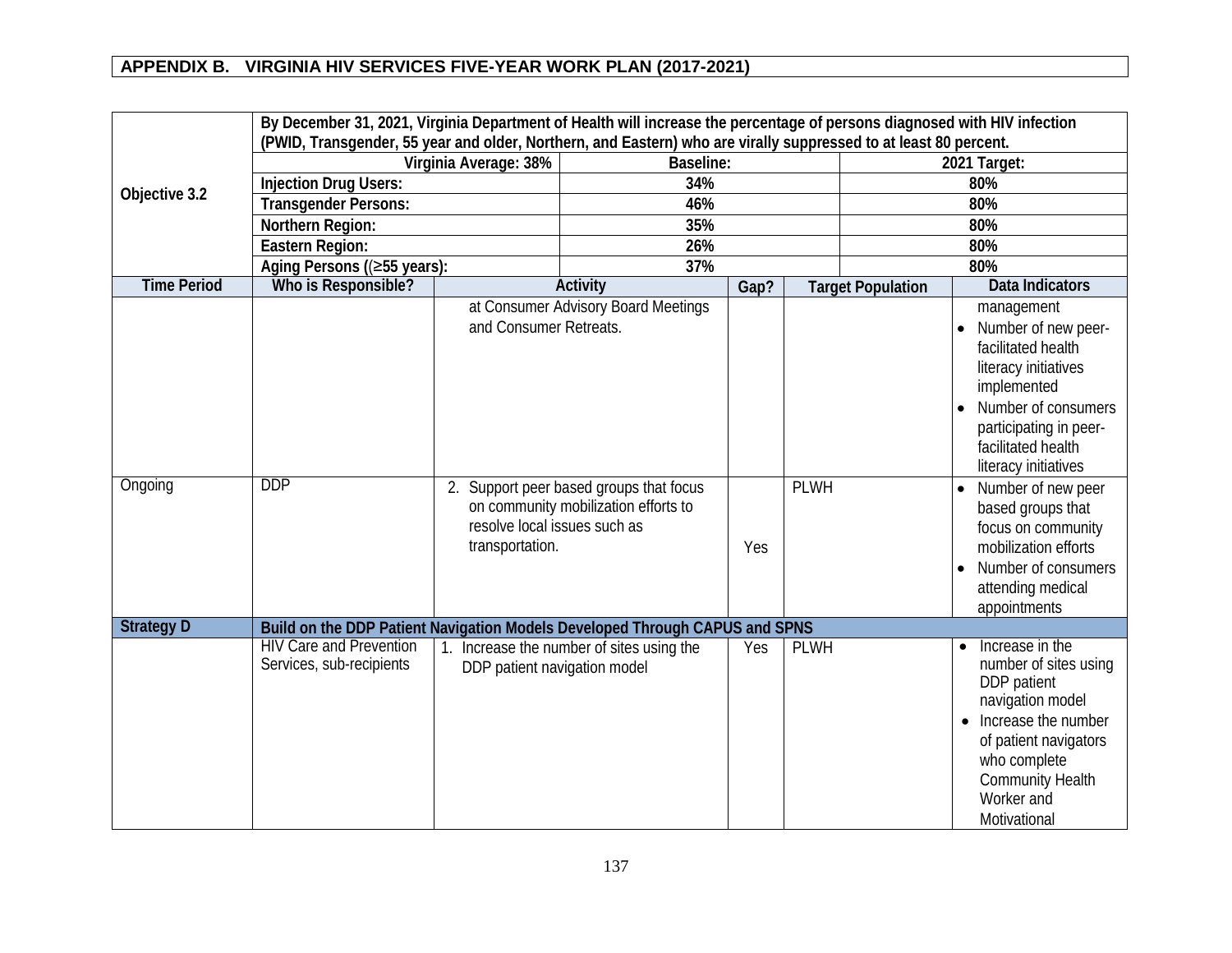## APPENDIX B. VIRGINIA HIV SERVICES FIVE-YEAR WORK PLAN (2017-2021)

| Objective 3.2 | By December 31, 2021, Virginia Department of Health will increase the percentage of persons diagnosed with HIV infection (PWID, Transgender, 55 year and older, Northern, and Eastern) who are virally suppressed to at least 80 percent. | | | | |
|---|---|---|---|---|---|
| | Virginia Average: 38% | Baseline: | | 2021 Target: | |
| | Injection Drug Users: | 34% | | 80% | |
| | Transgender Persons: | 46% | | 80% | |
| | Northern Region: | 35% | | 80% | |
| | Eastern Region: | 26% | | 80% | |
| | Aging Persons ((≥55 years): | 37% | | 80% | |
| **Time Period** | **Who is Responsible?** | **Activity** | **Gap?** | **Target Population** | **Data Indicators** |
| | | at Consumer Advisory Board Meetings and Consumer Retreats. | | | management<br>• Number of new peer-facilitated health literacy initiatives implemented<br>• Number of consumers participating in peer-facilitated health literacy initiatives |
| Ongoing | DDP | 2. Support peer based groups that focus on community mobilization efforts to resolve local issues such as transportation. | Yes | PLWH | • Number of new peer based groups that focus on community mobilization efforts<br>• Number of consumers attending medical appointments |
| **Strategy D** | **Build on the DDP Patient Navigation Models Developed Through CAPUS and SPNS** | | | | |
| | HIV Care and Prevention Services, sub-recipients | 1. Increase the number of sites using the DDP patient navigation model | Yes | PLWH | • Increase in the number of sites using DDP patient navigation model<br>• Increase the number of patient navigators who complete Community Health Worker and Motivational |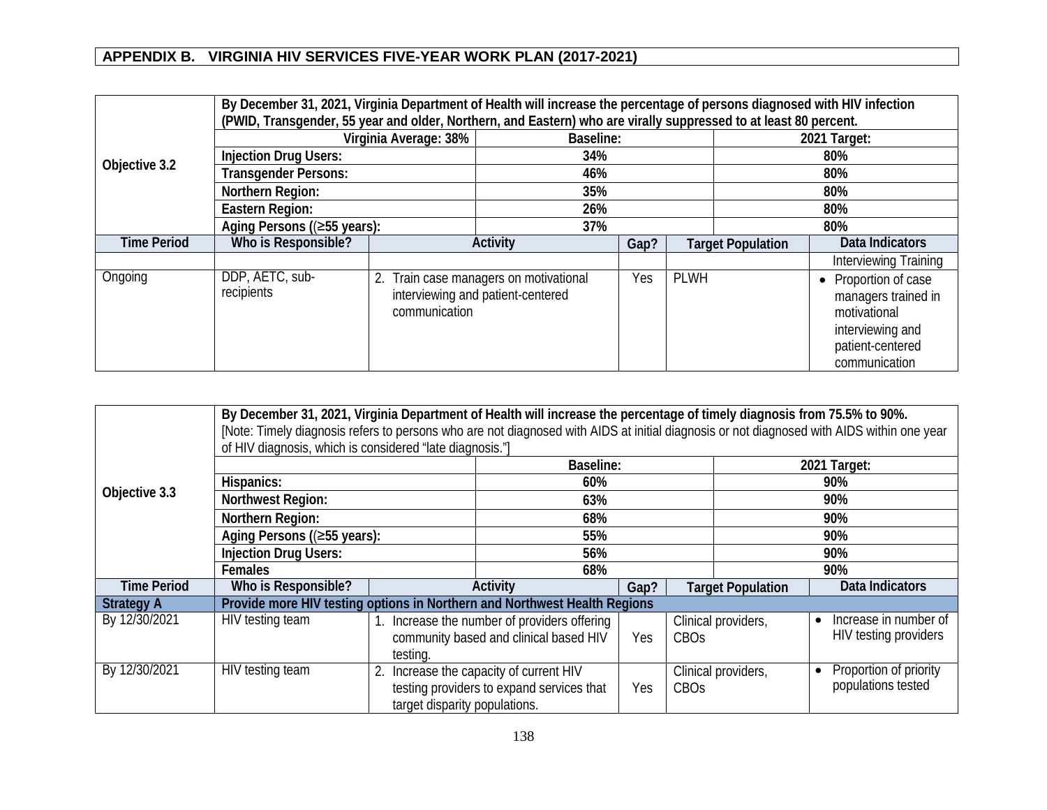## APPENDIX B. VIRGINIA HIV SERVICES FIVE-YEAR WORK PLAN (2017-2021)

| Objective 3.2 | By December 31, 2021, Virginia Department of Health will increase the percentage of persons diagnosed with HIV infection (PWID, Transgender, 55 year and older, Northern, and Eastern) who are virally suppressed to at least 80 percent. | | | | |
|---|---|---|---|---|---|
| | Virginia Average: 38% | | Baseline: | | 2021 Target: |
| | Injection Drug Users: | | 34% | | 80% |
| | Transgender Persons: | | 46% | | 80% |
| | Northern Region: | | 35% | | 80% |
| | Eastern Region: | | 26% | | 80% |
| | Aging Persons ((≥55 years): | | 37% | | 80% |
| **Time Period** | **Who is Responsible?** | **Activity** | **Gap?** | **Target Population** | **Data Indicators** |
| | | | | | Interviewing Training |
| Ongoing | DDP, AETC, sub-recipients | 2. Train case managers on motivational interviewing and patient-centered communication | Yes | PLWH | • Proportion of case managers trained in motivational interviewing and patient-centered communication |

| Objective 3.3 | By December 31, 2021, Virginia Department of Health will increase the percentage of timely diagnosis from 75.5% to 90%. [Note: Timely diagnosis refers to persons who are not diagnosed with AIDS at initial diagnosis or not diagnosed with AIDS within one year of HIV diagnosis, which is considered "late diagnosis."] | | | | |
|---|---|---|---|---|---|
| | | | Baseline: | | 2021 Target: |
| | Hispanics: | | 60% | | 90% |
| | Northwest Region: | | 63% | | 90% |
| | Northern Region: | | 68% | | 90% |
| | Aging Persons ((≥55 years): | | 55% | | 90% |
| | Injection Drug Users: | | 56% | | 90% |
| | Females | | 68% | | 90% |
| **Time Period** | **Who is Responsible?** | **Activity** | **Gap?** | **Target Population** | **Data Indicators** |
| **Strategy A** | **Provide more HIV testing options in Northern and Northwest Health Regions** | | | | |
| By 12/30/2021 | HIV testing team | 1. Increase the number of providers offering community based and clinical based HIV testing. | Yes | Clinical providers, CBOs | • Increase in number of HIV testing providers |
| By 12/30/2021 | HIV testing team | 2. Increase the capacity of current HIV testing providers to expand services that target disparity populations. | Yes | Clinical providers, CBOs | • Proportion of priority populations tested |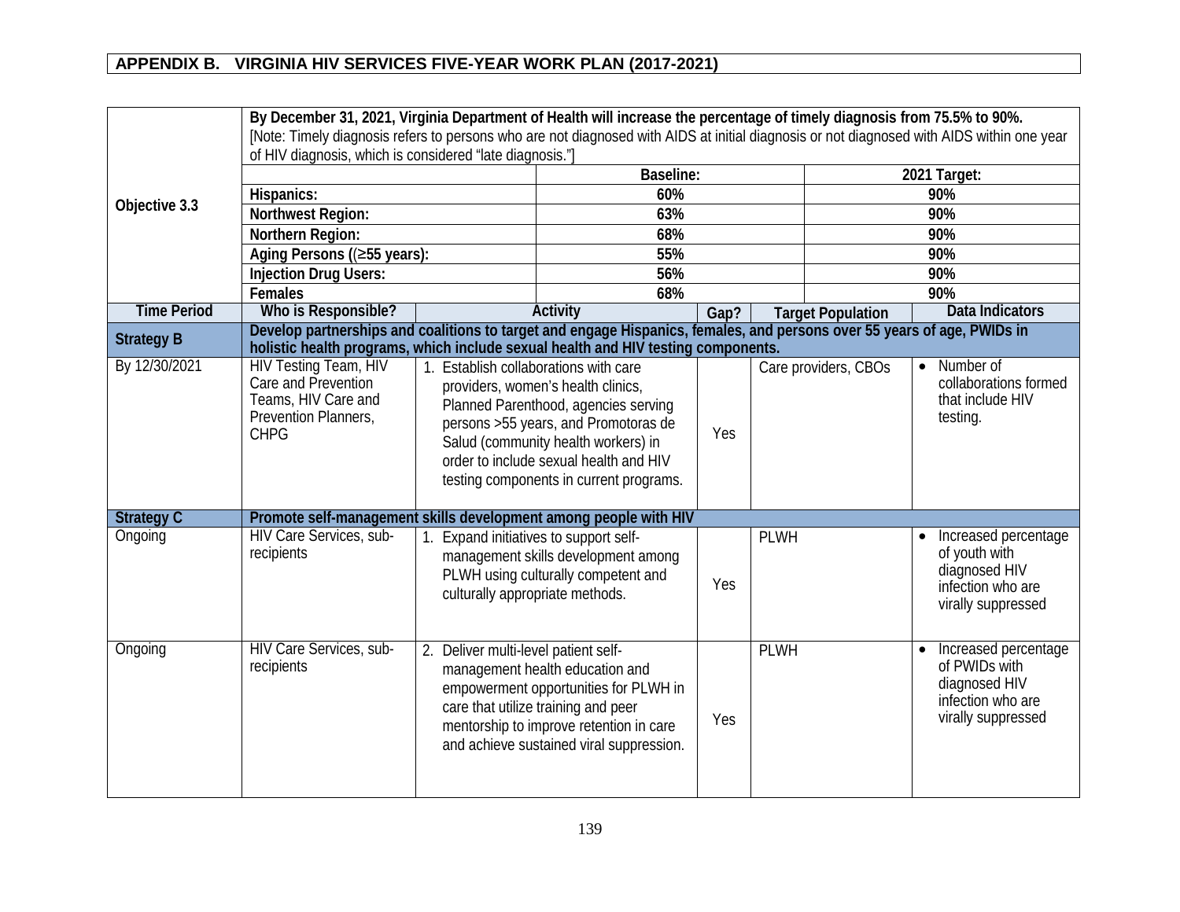## APPENDIX B. VIRGINIA HIV SERVICES FIVE-YEAR WORK PLAN (2017-2021)

| Objective 3.3 | By December 31, 2021, Virginia Department of Health will increase the percentage of timely diagnosis from 75.5% to 90%. [Note: Timely diagnosis refers to persons who are not diagnosed with AIDS at initial diagnosis or not diagnosed with AIDS within one year of HIV diagnosis, which is considered "late diagnosis."] | | |
|---|---|---|---|
| | | **Baseline:** | **2021 Target:** |
| | **Hispanics:** | **60%** | **90%** |
| | **Northwest Region:** | **63%** | **90%** |
| | **Northern Region:** | **68%** | **90%** |
| | **Aging Persons ((≥55 years):** | **55%** | **90%** |
| | **Injection Drug Users:** | **56%** | **90%** |
| | **Females** | **68%** | **90%** |

| Time Period | Who is Responsible? | Activity | Gap? | Target Population | Data Indicators |
|---|---|---|---|---|---|
| **Strategy B** | **Develop partnerships and coalitions to target and engage Hispanics, females, and persons over 55 years of age, PWIDs in holistic health programs, which include sexual health and HIV testing components.** | | | | |
| By 12/30/2021 | HIV Testing Team, HIV Care and Prevention Teams, HIV Care and Prevention Planners, CHPG | 1. Establish collaborations with care providers, women's health clinics, Planned Parenthood, agencies serving persons >55 years, and Promotoras de Salud (community health workers) in order to include sexual health and HIV testing components in current programs. | Yes | Care providers, CBOs | • Number of collaborations formed that include HIV testing. |
| **Strategy C** | **Promote self-management skills development among people with HIV** | | | | |
| Ongoing | HIV Care Services, sub-recipients | 1. Expand initiatives to support self-management skills development among PLWH using culturally competent and culturally appropriate methods. | Yes | PLWH | • Increased percentage of youth with diagnosed HIV infection who are virally suppressed |
| Ongoing | HIV Care Services, sub-recipients | 2. Deliver multi-level patient self-management health education and empowerment opportunities for PLWH in care that utilize training and peer mentorship to improve retention in care and achieve sustained viral suppression. | Yes | PLWH | • Increased percentage of PWIDs with diagnosed HIV infection who are virally suppressed |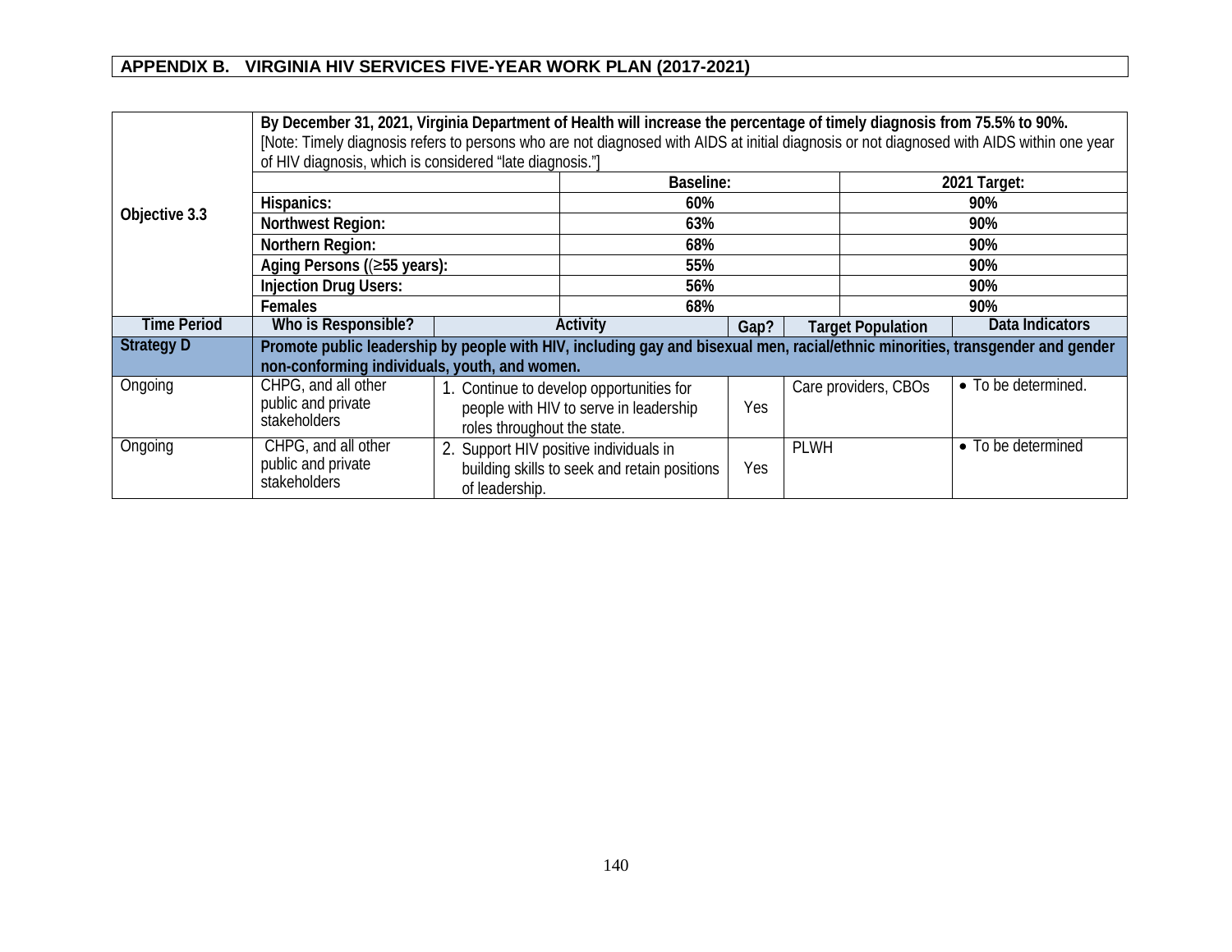## APPENDIX B. VIRGINIA HIV SERVICES FIVE-YEAR WORK PLAN (2017-2021)

| Objective 3.3 | **By December 31, 2021, Virginia Department of Health will increase the percentage of timely diagnosis from 75.5% to 90%.** [Note: Timely diagnosis refers to persons who are not diagnosed with AIDS at initial diagnosis or not diagnosed with AIDS within one year of HIV diagnosis, which is considered "late diagnosis."] | | | | |
|---|---|---|---|---|---|
| | | | **Baseline:** | | **2021 Target:** |
| | **Hispanics:** | | **60%** | | **90%** |
| | **Northwest Region:** | | **63%** | | **90%** |
| | **Northern Region:** | | **68%** | | **90%** |
| | **Aging Persons ((≥55 years):** | | **55%** | | **90%** |
| | **Injection Drug Users:** | | **56%** | | **90%** |
| | **Females** | | **68%** | | **90%** |

| Time Period | Who is Responsible? | Activity | Gap? | Target Population | Data Indicators |
|---|---|---|---|---|---|
| **Strategy D** | **Promote public leadership by people with HIV, including gay and bisexual men, racial/ethnic minorities, transgender and gender non-conforming individuals, youth, and women.** | | | | |
| Ongoing | CHPG, and all other public and private stakeholders | 1. Continue to develop opportunities for people with HIV to serve in leadership roles throughout the state. | Yes | Care providers, CBOs | • To be determined. |
| Ongoing | CHPG, and all other public and private stakeholders | 2. Support HIV positive individuals in building skills to seek and retain positions of leadership. | Yes | PLWH | • To be determined |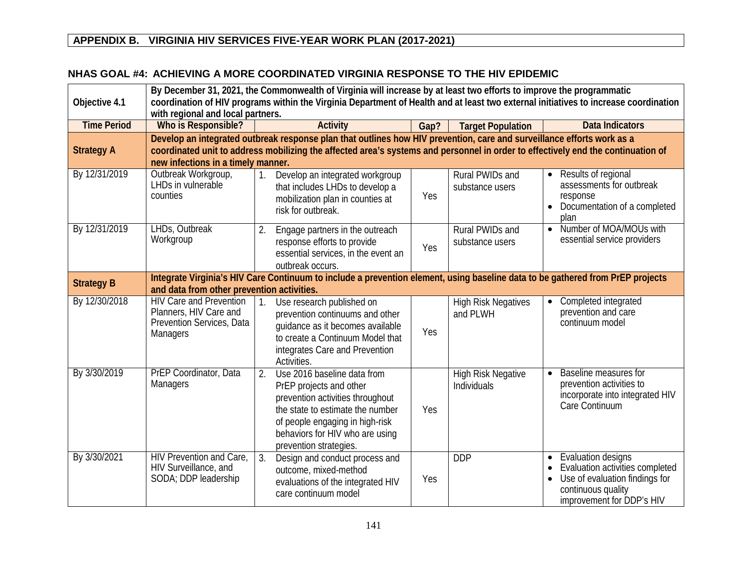## APPENDIX B. VIRGINIA HIV SERVICES FIVE-YEAR WORK PLAN (2017-2021)

### NHAS GOAL #4: ACHIEVING A MORE COORDINATED VIRGINIA RESPONSE TO THE HIV EPIDEMIC

| Objective 4.1 | By December 31, 2021, the Commonwealth of Virginia will increase by at least two efforts to improve the programmatic coordination of HIV programs within the Virginia Department of Health and at least two external initiatives to increase coordination with regional and local partners. | | | | |
|---|---|---|---|---|---|
| **Time Period** | **Who is Responsible?** | **Activity** | **Gap?** | **Target Population** | **Data Indicators** |
| **Strategy A** | **Develop an integrated outbreak response plan that outlines how HIV prevention, care and surveillance efforts work as a coordinated unit to address mobilizing the affected area's systems and personnel in order to effectively end the continuation of new infections in a timely manner.** | | | | |
| By 12/31/2019 | Outbreak Workgroup, LHDs in vulnerable counties | 1. Develop an integrated workgroup that includes LHDs to develop a mobilization plan in counties at risk for outbreak. | Yes | Rural PWIDs and substance users | • Results of regional assessments for outbreak response<br>• Documentation of a completed plan |
| By 12/31/2019 | LHDs, Outbreak Workgroup | 2. Engage partners in the outreach response efforts to provide essential services, in the event an outbreak occurs. | Yes | Rural PWIDs and substance users | • Number of MOA/MOUs with essential service providers |
| **Strategy B** | **Integrate Virginia's HIV Care Continuum to include a prevention element, using baseline data to be gathered from PrEP projects and data from other prevention activities.** | | | | |
| By 12/30/2018 | HIV Care and Prevention Planners, HIV Care and Prevention Services, Data Managers | 1. Use research published on prevention continuums and other guidance as it becomes available to create a Continuum Model that integrates Care and Prevention Activities. | Yes | High Risk Negatives and PLWH | • Completed integrated prevention and care continuum model |
| By 3/30/2019 | PrEP Coordinator, Data Managers | 2. Use 2016 baseline data from PrEP projects and other prevention activities throughout the state to estimate the number of people engaging in high-risk behaviors for HIV who are using prevention strategies. | Yes | High Risk Negative Individuals | • Baseline measures for prevention activities to incorporate into integrated HIV Care Continuum |
| By 3/30/2021 | HIV Prevention and Care, HIV Surveillance, and SODA; DDP leadership | 3. Design and conduct process and outcome, mixed-method evaluations of the integrated HIV care continuum model | Yes | DDP | • Evaluation designs<br>• Evaluation activities completed<br>• Use of evaluation findings for continuous quality improvement for DDP's HIV |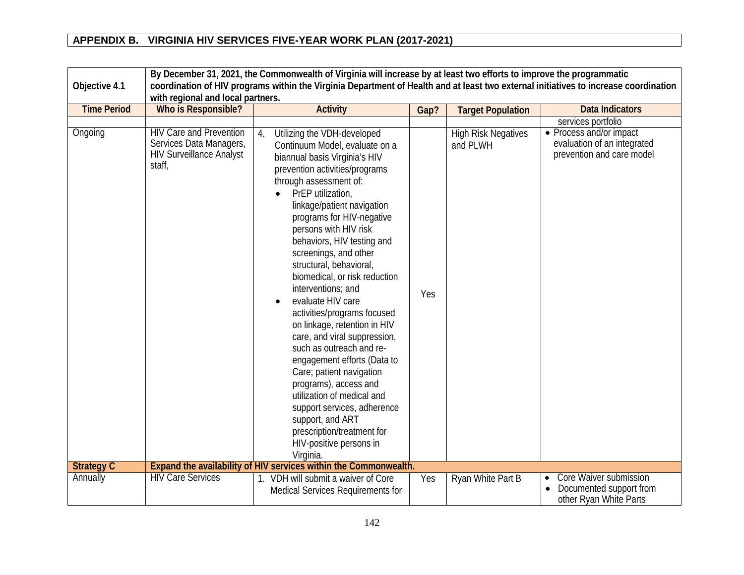## APPENDIX B. VIRGINIA HIV SERVICES FIVE-YEAR WORK PLAN (2017-2021)

| Objective 4.1 | By December 31, 2021, the Commonwealth of Virginia will increase by at least two efforts to improve the programmatic coordination of HIV programs within the Virginia Department of Health and at least two external initiatives to increase coordination with regional and local partners. | | | | |
|---|---|---|---|---|---|
| **Time Period** | **Who is Responsible?** | **Activity** | **Gap?** | **Target Population** | **Data Indicators** |
| | | | | | services portfolio |
| Ongoing | HIV Care and Prevention Services Data Managers, HIV Surveillance Analyst staff, | 4. Utilizing the VDH-developed Continuum Model, evaluate on a biannual basis Virginia's HIV prevention activities/programs through assessment of: <br>• PrEP utilization, linkage/patient navigation programs for HIV-negative persons with HIV risk behaviors, HIV testing and screenings, and other structural, behavioral, biomedical, or risk reduction interventions; and <br>• evaluate HIV care activities/programs focused on linkage, retention in HIV care, and viral suppression, such as outreach and re-engagement efforts (Data to Care; patient navigation programs), access and utilization of medical and support services, adherence support, and ART prescription/treatment for HIV-positive persons in Virginia. | Yes | High Risk Negatives and PLWH | • Process and/or impact evaluation of an integrated prevention and care model |
| **Strategy C** | **Expand the availability of HIV services within the Commonwealth.** | | | | |
| Annually | HIV Care Services | 1. VDH will submit a waiver of Core Medical Services Requirements for | Yes | Ryan White Part B | • Core Waiver submission <br>• Documented support from other Ryan White Parts |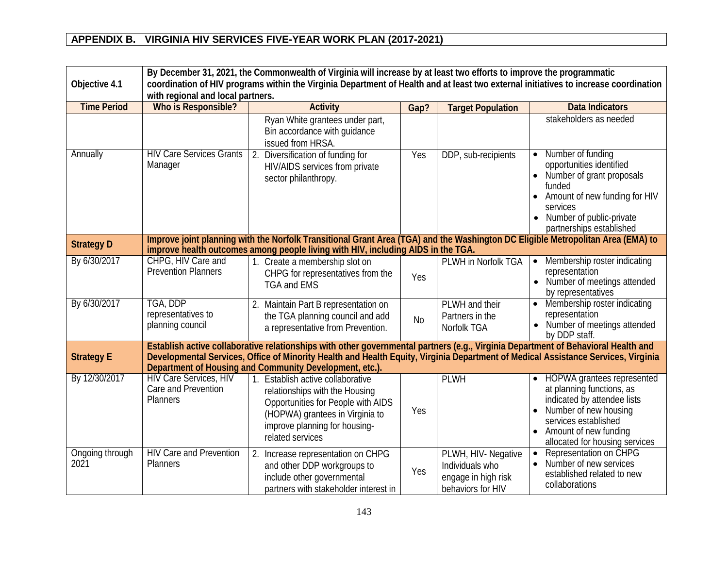## APPENDIX B. VIRGINIA HIV SERVICES FIVE-YEAR WORK PLAN (2017-2021)

| Objective 4.1 | By December 31, 2021, the Commonwealth of Virginia will increase by at least two efforts to improve the programmatic coordination of HIV programs within the Virginia Department of Health and at least two external initiatives to increase coordination with regional and local partners. | | | | |
|---|---|---|---|---|---|
| **Time Period** | **Who is Responsible?** | **Activity** | **Gap?** | **Target Population** | **Data Indicators** |
| | | Ryan White grantees under part, Bin accordance with guidance issued from HRSA. | | | stakeholders as needed |
| Annually | HIV Care Services Grants Manager | 2. Diversification of funding for HIV/AIDS services from private sector philanthropy. | Yes | DDP, sub-recipients | • Number of funding opportunities identified<br>• Number of grant proposals funded<br>• Amount of new funding for HIV services<br>• Number of public-private partnerships established |
| **Strategy D** | **Improve joint planning with the Norfolk Transitional Grant Area (TGA) and the Washington DC Eligible Metropolitan Area (EMA) to improve health outcomes among people living with HIV, including AIDS in the TGA.** | | | | |
| By 6/30/2017 | CHPG, HIV Care and Prevention Planners | 1. Create a membership slot on CHPG for representatives from the TGA and EMS | Yes | PLWH in Norfolk TGA | • Membership roster indicating representation<br>• Number of meetings attended by representatives |
| By 6/30/2017 | TGA, DDP representatives to planning council | 2. Maintain Part B representation on the TGA planning council and add a representative from Prevention. | No | PLWH and their Partners in the Norfolk TGA | • Membership roster indicating representation<br>• Number of meetings attended by DDP staff. |
| **Strategy E** | **Establish active collaborative relationships with other governmental partners (e.g., Virginia Department of Behavioral Health and Developmental Services, Office of Minority Health and Health Equity, Virginia Department of Medical Assistance Services, Virginia Department of Housing and Community Development, etc.).** | | | | |
| By 12/30/2017 | HIV Care Services, HIV Care and Prevention Planners | 1. Establish active collaborative relationships with the Housing Opportunities for People with AIDS (HOPWA) grantees in Virginia to improve planning for housing-related services | Yes | PLWH | • HOPWA grantees represented at planning functions, as indicated by attendee lists<br>• Number of new housing services established<br>• Amount of new funding allocated for housing services |
| Ongoing through 2021 | HIV Care and Prevention Planners | 2. Increase representation on CHPG and other DDP workgroups to include other governmental partners with stakeholder interest in | Yes | PLWH, HIV- Negative Individuals who engage in high risk behaviors for HIV | • Representation on CHPG<br>• Number of new services established related to new collaborations |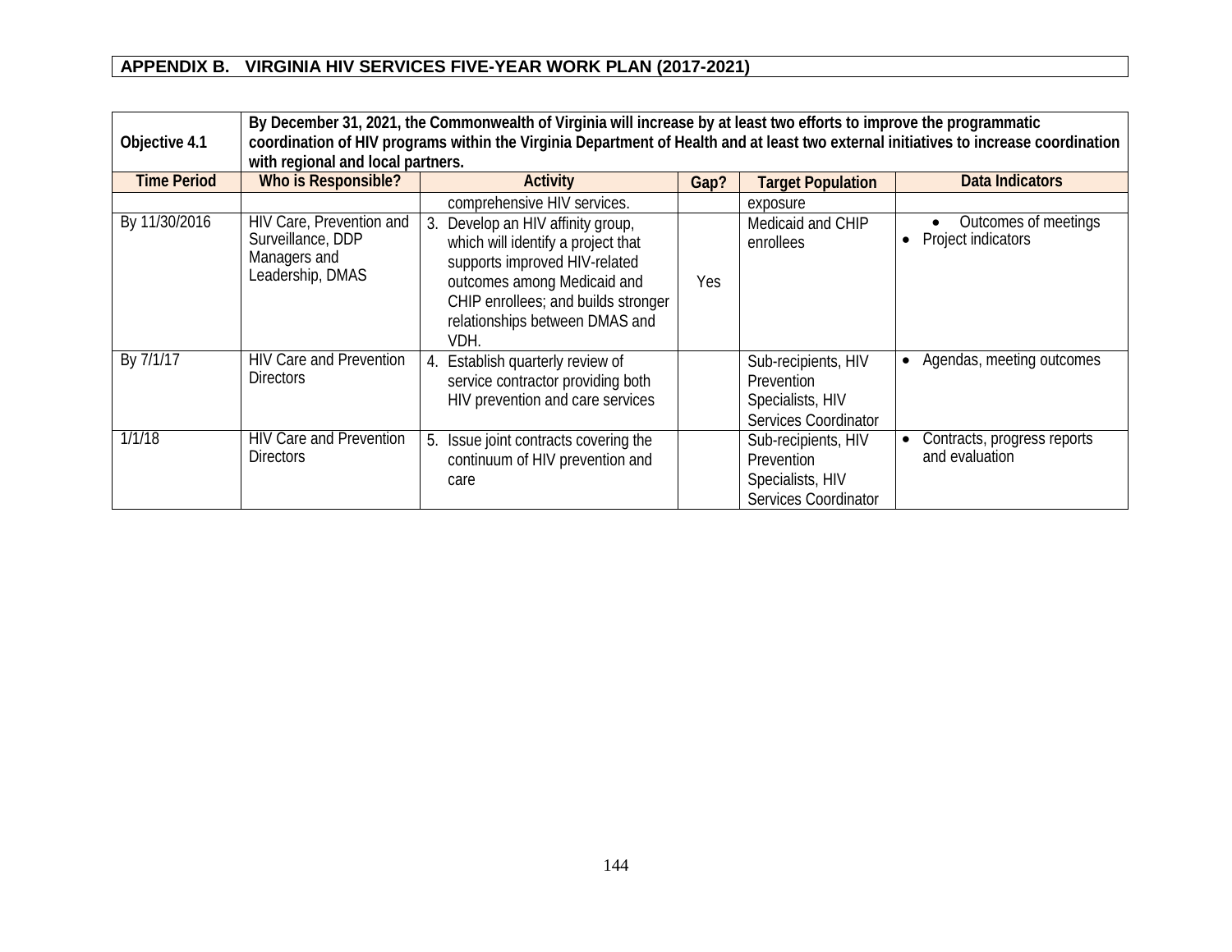## APPENDIX B. VIRGINIA HIV SERVICES FIVE-YEAR WORK PLAN (2017-2021)

| Objective 4.1 | By December 31, 2021, the Commonwealth of Virginia will increase by at least two efforts to improve the programmatic coordination of HIV programs within the Virginia Department of Health and at least two external initiatives to increase coordination with regional and local partners. | | | | |
|---|---|---|---|---|---|
| **Time Period** | **Who is Responsible?** | **Activity** | **Gap?** | **Target Population** | **Data Indicators** |
| | | comprehensive HIV services. | | exposure | |
| By 11/30/2016 | HIV Care, Prevention and Surveillance, DDP Managers and Leadership, DMAS | 3. Develop an HIV affinity group, which will identify a project that supports improved HIV-related outcomes among Medicaid and CHIP enrollees; and builds stronger relationships between DMAS and VDH. | Yes | Medicaid and CHIP enrollees | • Outcomes of meetings<br>• Project indicators |
| By 7/1/17 | HIV Care and Prevention Directors | 4. Establish quarterly review of service contractor providing both HIV prevention and care services | | Sub-recipients, HIV Prevention Specialists, HIV Services Coordinator | • Agendas, meeting outcomes |
| 1/1/18 | HIV Care and Prevention Directors | 5. Issue joint contracts covering the continuum of HIV prevention and care | | Sub-recipients, HIV Prevention Specialists, HIV Services Coordinator | • Contracts, progress reports and evaluation |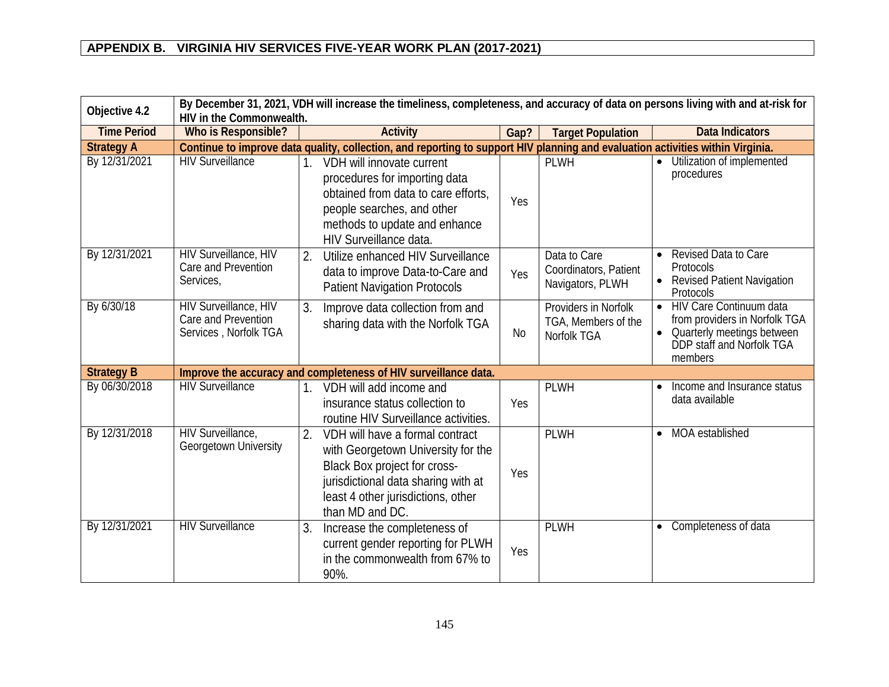## APPENDIX B. VIRGINIA HIV SERVICES FIVE-YEAR WORK PLAN (2017-2021)

| Objective 4.2 | By December 31, 2021, VDH will increase the timeliness, completeness, and accuracy of data on persons living with and at-risk for HIV in the Commonwealth. | | | | |
|---|---|---|---|---|---|
| **Time Period** | **Who is Responsible?** | **Activity** | **Gap?** | **Target Population** | **Data Indicators** |
| **Strategy A** | **Continue to improve data quality, collection, and reporting to support HIV planning and evaluation activities within Virginia.** | | | | |
| By 12/31/2021 | HIV Surveillance | 1. VDH will innovate current procedures for importing data obtained from data to care efforts, people searches, and other methods to update and enhance HIV Surveillance data. | Yes | PLWH | • Utilization of implemented procedures |
| By 12/31/2021 | HIV Surveillance, HIV Care and Prevention Services, | 2. Utilize enhanced HIV Surveillance data to improve Data-to-Care and Patient Navigation Protocols | Yes | Data to Care Coordinators, Patient Navigators, PLWH | • Revised Data to Care Protocols<br>• Revised Patient Navigation Protocols |
| By 6/30/18 | HIV Surveillance, HIV Care and Prevention Services , Norfolk TGA | 3. Improve data collection from and sharing data with the Norfolk TGA | No | Providers in Norfolk TGA, Members of the Norfolk TGA | • HIV Care Continuum data from providers in Norfolk TGA<br>• Quarterly meetings between DDP staff and Norfolk TGA members |
| **Strategy B** | **Improve the accuracy and completeness of HIV surveillance data.** | | | | |
| By 06/30/2018 | HIV Surveillance | 1. VDH will add income and insurance status collection to routine HIV Surveillance activities. | Yes | PLWH | • Income and Insurance status data available |
| By 12/31/2018 | HIV Surveillance, Georgetown University | 2. VDH will have a formal contract with Georgetown University for the Black Box project for cross-jurisdictional data sharing with at least 4 other jurisdictions, other than MD and DC. | Yes | PLWH | • MOA established |
| By 12/31/2021 | HIV Surveillance | 3. Increase the completeness of current gender reporting for PLWH in the commonwealth from 67% to 90%. | Yes | PLWH | • Completeness of data |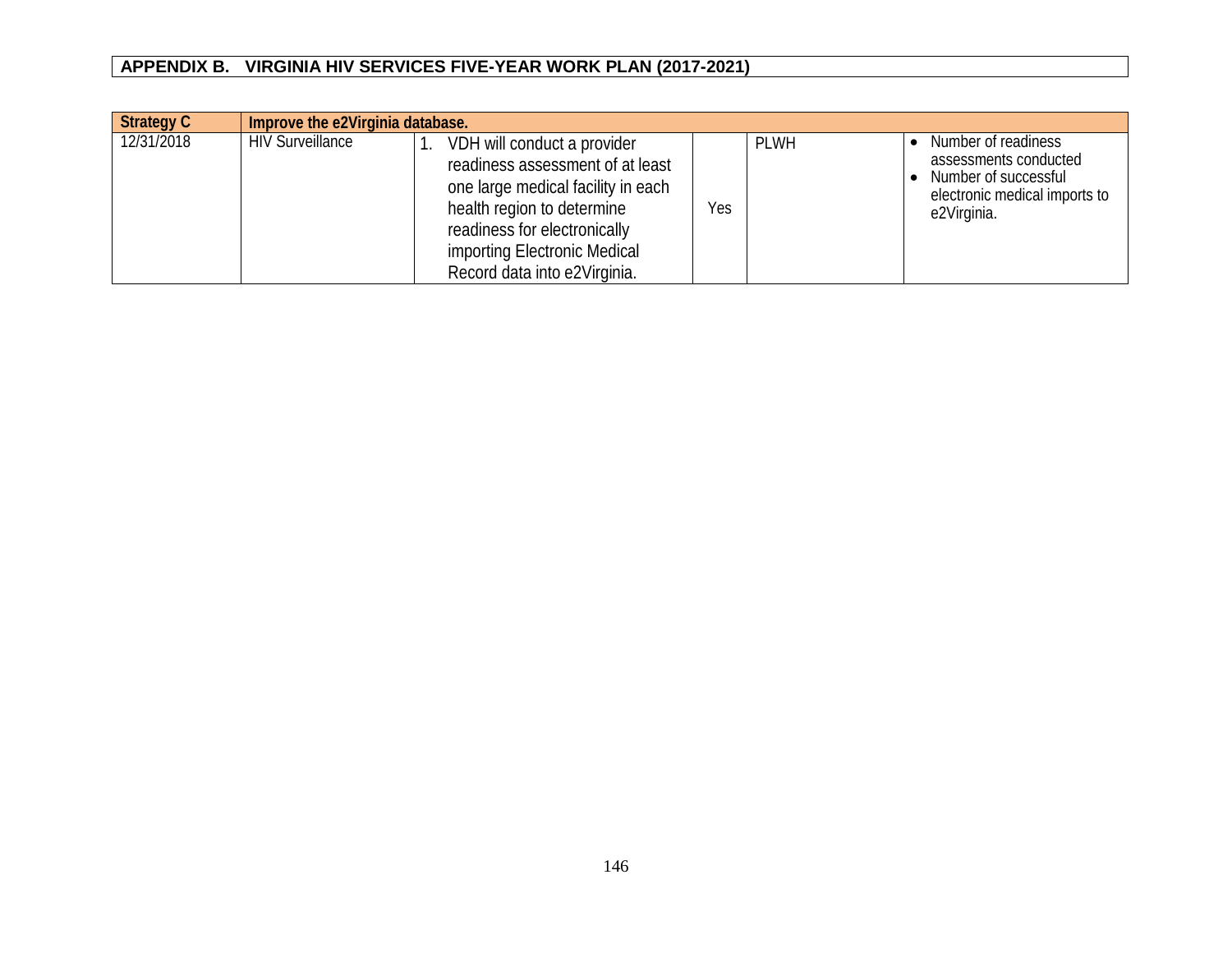**APPENDIX B. VIRGINIA HIV SERVICES FIVE-YEAR WORK PLAN (2017-2021)**

| | | | | | |
|---|---|---|---|---|---|
| **Strategy C** | **Improve the e2Virginia database.** | | | | |
| 12/31/2018 | HIV Surveillance | 1. VDH will conduct a provider readiness assessment of at least one large medical facility in each health region to determine readiness for electronically importing Electronic Medical Record data into e2Virginia. | Yes | PLWH | • Number of readiness assessments conducted<br>• Number of successful electronic medical imports to e2Virginia. |